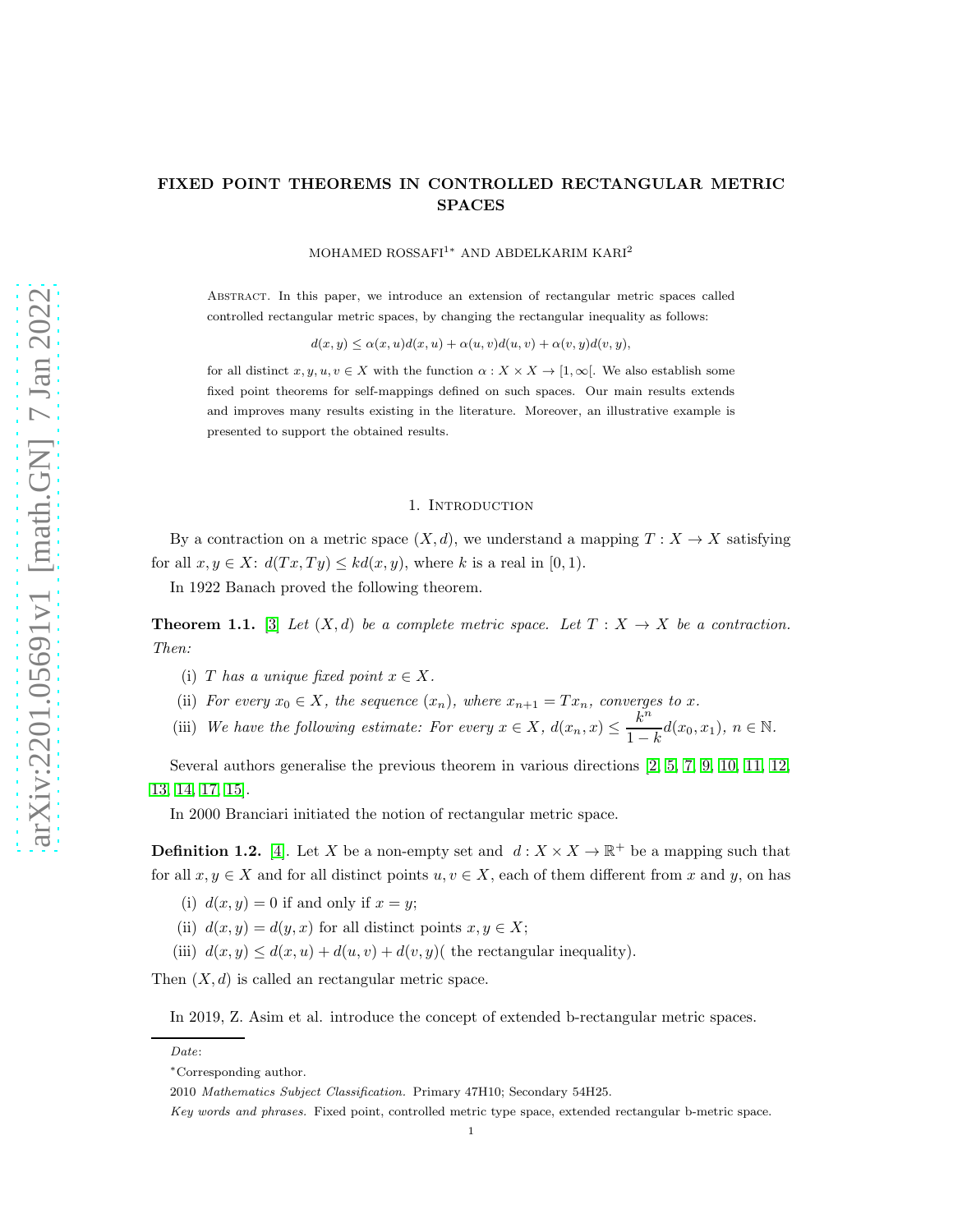# FIXED POINT THEOREMS IN CONTROLLED RECTANGULAR METRIC SPACES

MOHAMED ROSSAFI[1*] AND ABDELKARIM KARI[2]

Abstract. In this paper, we introduce an extension of rectangular metric spaces called controlled rectangular metric spaces, by changing the rectangular inequality as follows:

$$d(x,y) \leq \alpha(x,u)d(x,u) + \alpha(u,v)d(u,v) + \alpha(v,y)d(v,y),$$

for all distinct $x, y, u, v \in X$ with the function $\alpha : X \times X \to [1, \infty[$. We also establish some fixed point theorems for self-mappings defined on such spaces. Our main results extends and improves many results existing in the literature. Moreover, an illustrative example is presented to support the obtained results.

## 1. Introduction

By a contraction on a metric space $(X, d)$, we understand a mapping $T : X \to X$ satisfying for all $x, y \in X$: $d(Tx, Ty) \leq kd(x, y)$, where $k$ is a real in $[0, 1)$.

In 1922 Banach proved the following theorem.

**Theorem 1.1.** [3] *Let $(X, d)$ be a complete metric space. Let $T : X \to X$ be a contraction. Then:*

(i) *$T$ has a unique fixed point $x \in X$.*

(ii) *For every $x_0 \in X$, the sequence $(x_n)$, where $x_{n+1} = Tx_n$, converges to $x$.*

(iii) *We have the following estimate: For every $x \in X$, $d(x_n, x) \leq \dfrac{k^n}{1-k} d(x_0, x_1)$, $n \in \mathbb{N}$.*

Several authors generalise the previous theorem in various directions [2, 5, 7, 9, 10, 11, 12, 13, 14, 17, 15].

In 2000 Branciari initiated the notion of rectangular metric space.

**Definition 1.2.** [4]. Let $X$ be a non-empty set and $d : X \times X \to \mathbb{R}^+$ be a mapping such that for all $x, y \in X$ and for all distinct points $u, v \in X$, each of them different from $x$ and $y$, on has

(i) $d(x, y) = 0$ if and only if $x = y$;

(ii) $d(x, y) = d(y, x)$ for all distinct points $x, y \in X$;

(iii) $d(x, y) \leq d(x, u) + d(u, v) + d(v, y)$( the rectangular inequality).

Then $(X, d)$ is called an rectangular metric space.

In 2019, Z. Asim et al. introduce the concept of extended b-rectangular metric spaces.

*Date*:

*Corresponding author.

2010 *Mathematics Subject Classification.* Primary 47H10; Secondary 54H25.

*Key words and phrases.* Fixed point, controlled metric type space, extended rectangular b-metric space.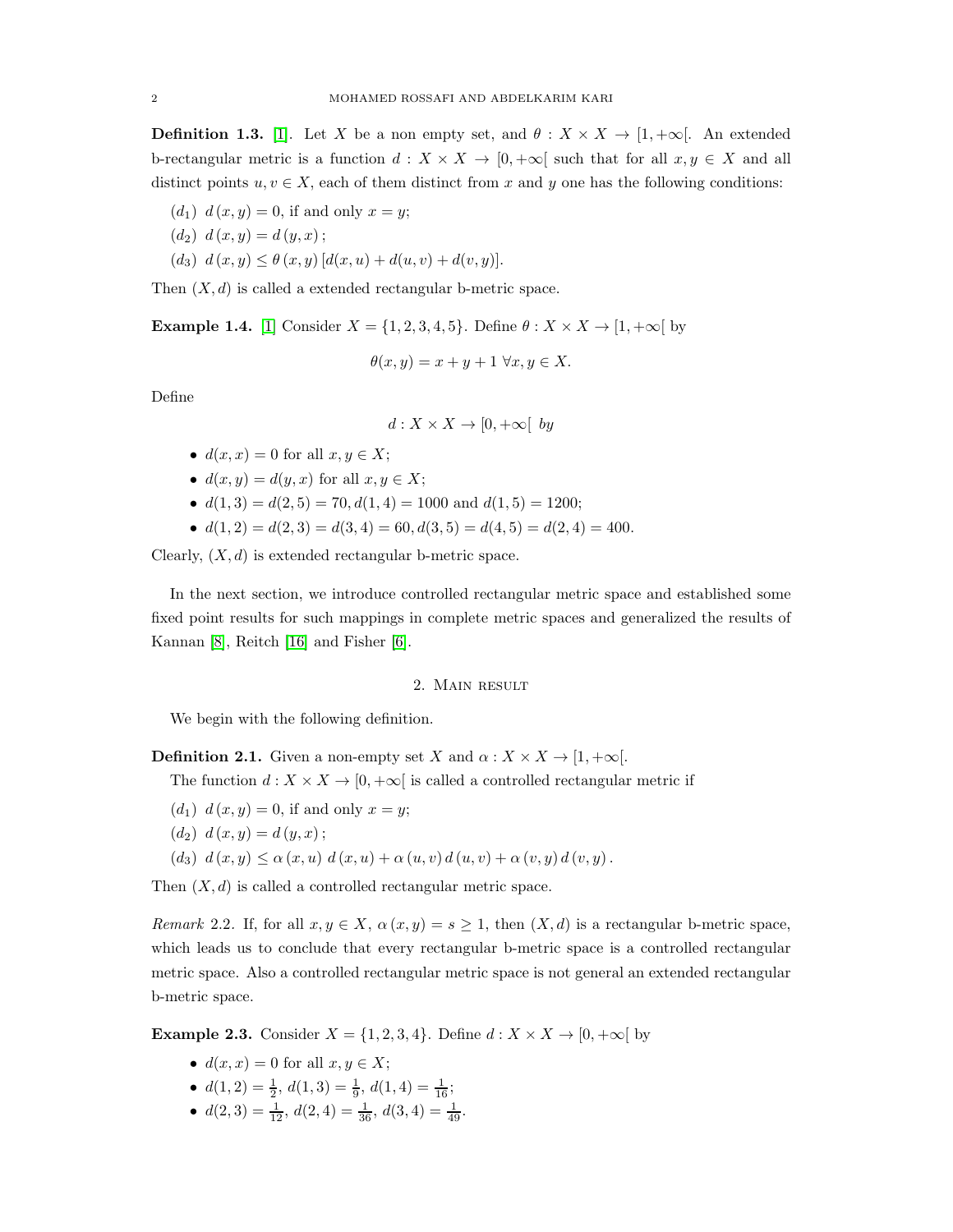**Definition 1.3.** [1]. Let $X$ be a non empty set, and $\theta : X \times X \to [1, +\infty[$. An extended b-rectangular metric is a function $d : X \times X \to [0, +\infty[$ such that for all $x, y \in X$ and all distinct points $u, v \in X$, each of them distinct from $x$ and $y$ one has the following conditions:

- $(d_1)$ $d(x, y) = 0$, if and only $x = y$;
- $(d_2)$ $d(x, y) = d(y, x)$;
- $(d_3)$ $d(x, y) \leq \theta(x, y) [d(x, u) + d(u, v) + d(v, y)]$.

Then $(X, d)$ is called a extended rectangular b-metric space.

**Example 1.4.** [1] Consider $X = \{1, 2, 3, 4, 5\}$. Define $\theta : X \times X \to [1, +\infty[$ by

$$\theta(x, y) = x + y + 1 \ \forall x, y \in X.$$

Define

$$d : X \times X \to [0, +\infty[ \ \ by$$

- $d(x, x) = 0$ for all $x, y \in X$;
- $d(x, y) = d(y, x)$ for all $x, y \in X$;
- $d(1, 3) = d(2, 5) = 70, d(1, 4) = 1000$ and $d(1, 5) = 1200$;
- $d(1, 2) = d(2, 3) = d(3, 4) = 60, d(3, 5) = d(4, 5) = d(2, 4) = 400$.

Clearly, $(X, d)$ is extended rectangular b-metric space.

In the next section, we introduce controlled rectangular metric space and established some fixed point results for such mappings in complete metric spaces and generalized the results of Kannan [8], Reitch [16] and Fisher [6].

## 2. Main result

We begin with the following definition.

**Definition 2.1.** Given a non-empty set $X$ and $\alpha : X \times X \to [1, +\infty[$.

The function $d : X \times X \to [0, +\infty[$ is called a controlled rectangular metric if

- $(d_1)$ $d(x, y) = 0$, if and only $x = y$;
- $(d_2)$ $d(x, y) = d(y, x)$;
- $(d_3)$ $d(x, y) \leq \alpha(x, u) \ d(x, u) + \alpha(u, v) \, d(u, v) + \alpha(v, y) \, d(v, y)$.

Then $(X, d)$ is called a controlled rectangular metric space.

*Remark* 2.2. If, for all $x, y \in X$, $\alpha(x, y) = s \geq 1$, then $(X, d)$ is a rectangular b-metric space, which leads us to conclude that every rectangular b-metric space is a controlled rectangular metric space. Also a controlled rectangular metric space is not general an extended rectangular b-metric space.

**Example 2.3.** Consider $X = \{1, 2, 3, 4\}$. Define $d : X \times X \to [0, +\infty[$ by

- $d(x, x) = 0$ for all $x, y \in X$;
- $d(1, 2) = \frac{1}{2}$, $d(1, 3) = \frac{1}{9}$, $d(1, 4) = \frac{1}{16}$;
- $d(2, 3) = \frac{1}{12}$, $d(2, 4) = \frac{1}{36}$, $d(3, 4) = \frac{1}{49}$.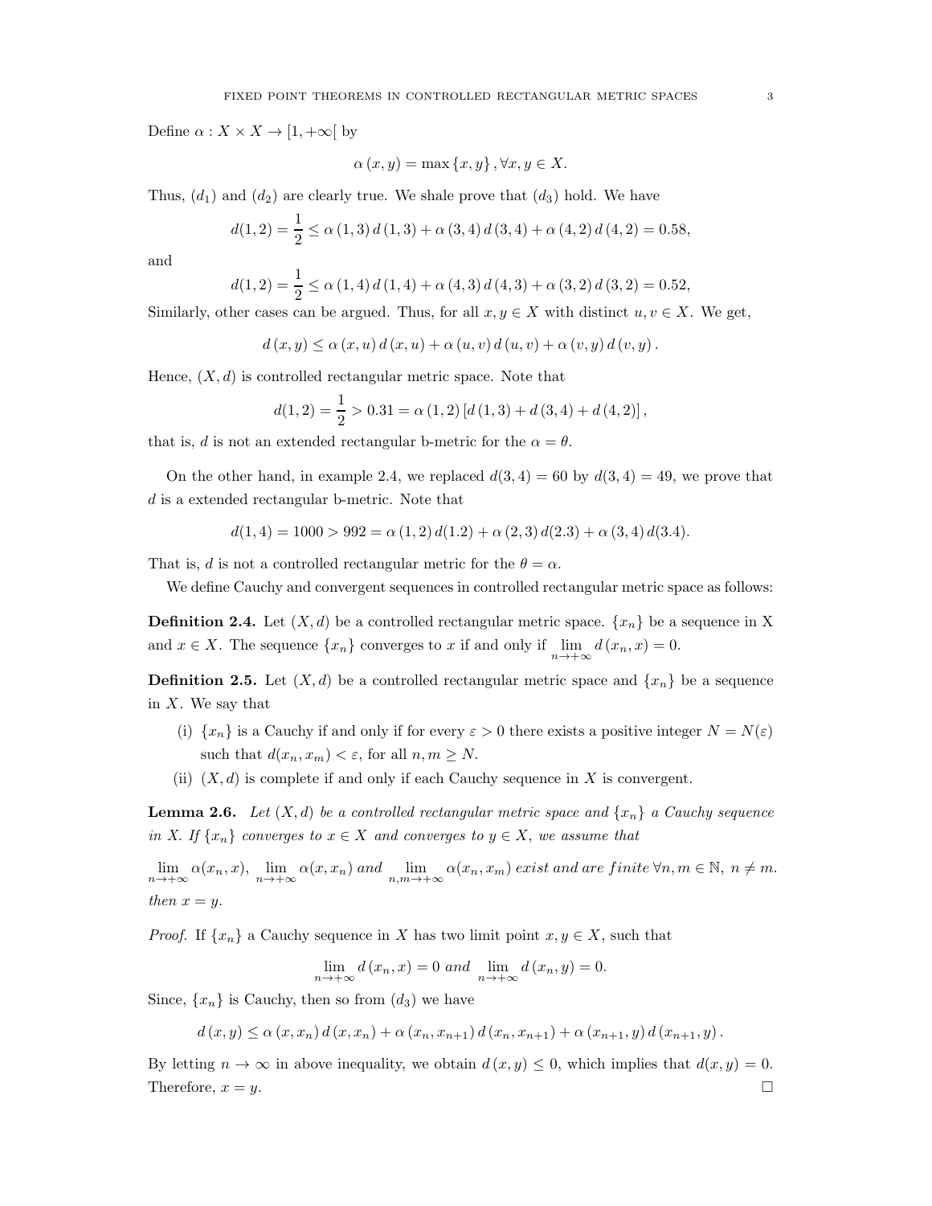Define $\alpha : X \times X \to [1, +\infty[$ by

$$\alpha(x, y) = \max\{x, y\}, \forall x, y \in X.$$

Thus, $(d_1)$ and $(d_2)$ are clearly true. We shale prove that $(d_3)$ hold. We have

$$d(1,2) = \frac{1}{2} \leq \alpha(1,3) d(1,3) + \alpha(3,4) d(3,4) + \alpha(4,2) d(4,2) = 0.58,$$

and

$$d(1,2) = \frac{1}{2} \leq \alpha(1,4) d(1,4) + \alpha(4,3) d(4,3) + \alpha(3,2) d(3,2) = 0.52,$$

Similarly, other cases can be argued. Thus, for all $x, y \in X$ with distinct $u, v \in X$. We get,

$$d(x,y) \leq \alpha(x,u) d(x,u) + \alpha(u,v) d(u,v) + \alpha(v,y) d(v,y).$$

Hence, $(X, d)$ is controlled rectangular metric space. Note that

$$d(1,2) = \frac{1}{2} > 0.31 = \alpha(1,2)[d(1,3) + d(3,4) + d(4,2)],$$

that is, $d$ is not an extended rectangular b-metric for the $\alpha = \theta$.

On the other hand, in example 2.4, we replaced $d(3,4) = 60$ by $d(3,4) = 49$, we prove that $d$ is a extended rectangular b-metric. Note that

$$d(1,4) = 1000 > 992 = \alpha(1,2) d(1.2) + \alpha(2,3) d(2.3) + \alpha(3,4) d(3.4).$$

That is, $d$ is not a controlled rectangular metric for the $\theta = \alpha$.

We define Cauchy and convergent sequences in controlled rectangular metric space as follows:

**Definition 2.4.** Let $(X, d)$ be a controlled rectangular metric space. $\{x_n\}$ be a sequence in X and $x \in X$. The sequence $\{x_n\}$ converges to $x$ if and only if $\lim_{n\to+\infty} d(x_n, x) = 0$.

**Definition 2.5.** Let $(X, d)$ be a controlled rectangular metric space and $\{x_n\}$ be a sequence in $X$. We say that

(i) $\{x_n\}$ is a Cauchy if and only if for every $\varepsilon > 0$ there exists a positive integer $N = N(\varepsilon)$ such that $d(x_n, x_m) < \varepsilon$, for all $n, m \geq N$.

(ii) $(X, d)$ is complete if and only if each Cauchy sequence in $X$ is convergent.

**Lemma 2.6.** *Let $(X, d)$ be a controlled rectangular metric space and $\{x_n\}$ a Cauchy sequence in X. If $\{x_n\}$ converges to $x \in X$ and converges to $y \in X$, we assume that*

$\lim_{n\to+\infty} \alpha(x_n, x)$, $\lim_{n\to+\infty} \alpha(x, x_n)$ *and* $\lim_{n,m\to+\infty} \alpha(x_n, x_m)$ *exist and are finite* $\forall n, m \in \mathbb{N}$, $n \neq m$. *then $x = y$.*

*Proof.* If $\{x_n\}$ a Cauchy sequence in $X$ has two limit point $x, y \in X$, such that

$$\lim_{n\to+\infty} d(x_n, x) = 0 \text{ and } \lim_{n\to+\infty} d(x_n, y) = 0.$$

Since, $\{x_n\}$ is Cauchy, then so from $(d_3)$ we have

$$d(x,y) \leq \alpha(x, x_n) d(x, x_n) + \alpha(x_n, x_{n+1}) d(x_n, x_{n+1}) + \alpha(x_{n+1}, y) d(x_{n+1}, y).$$

By letting $n \to \infty$ in above inequality, we obtain $d(x, y) \leq 0$, which implies that $d(x, y) = 0$. Therefore, $x = y$. $\square$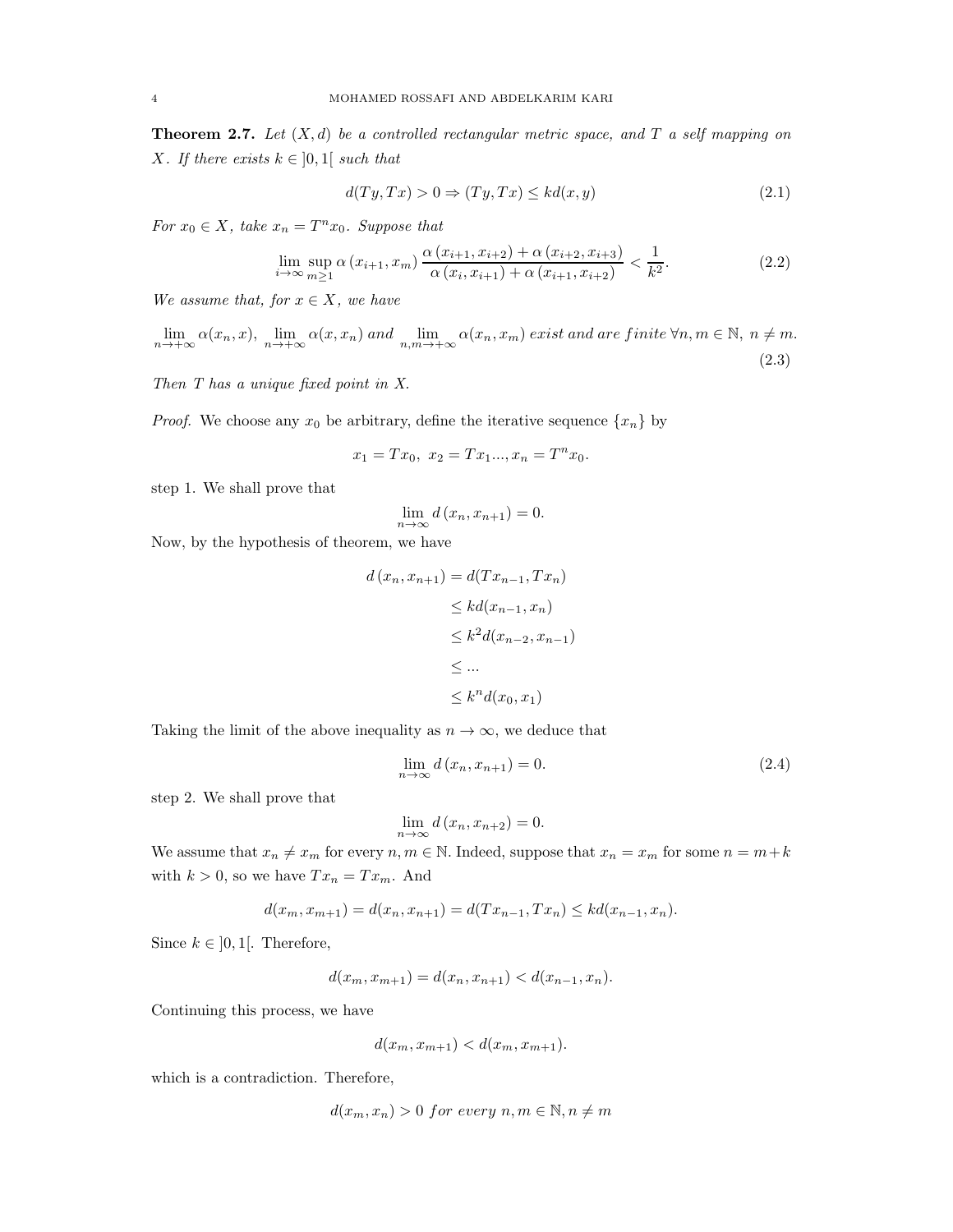**Theorem 2.7.** *Let $(X,d)$ be a controlled rectangular metric space, and $T$ a self mapping on $X$. If there exists $k \in ]0,1[$ such that*

$$d(Ty,Tx) > 0 \Rightarrow (Ty,Tx) \leq kd(x,y) \tag{2.1}$$

*For $x_0 \in X$, take $x_n = T^n x_0$. Suppose that*

$$\lim_{i\to\infty} \sup_{m\geq 1} \alpha\left(x_{i+1}, x_m\right) \frac{\alpha\left(x_{i+1}, x_{i+2}\right) + \alpha\left(x_{i+2}, x_{i+3}\right)}{\alpha\left(x_i, x_{i+1}\right) + \alpha\left(x_{i+1}, x_{i+2}\right)} < \frac{1}{k^2}. \tag{2.2}$$

*We assume that, for $x \in X$, we have*

$$\lim_{n\to+\infty} \alpha(x_n, x),\ \lim_{n\to+\infty} \alpha(x, x_n) \text{ and } \lim_{n,m\to+\infty} \alpha(x_n, x_m) \text{ exist and are finite } \forall n, m \in \mathbb{N},\ n \neq m. \tag{2.3}$$

*Then $T$ has a unique fixed point in $X$.*

*Proof.* We choose any $x_0$ be arbitrary, define the iterative sequence $\{x_n\}$ by

$$x_1 = Tx_0,\ x_2 = Tx_1 ..., x_n = T^n x_0.$$

step 1. We shall prove that

$$\lim_{n\to\infty} d\left(x_n, x_{n+1}\right) = 0.$$

Now, by the hypothesis of theorem, we have

$$\begin{aligned}
d\left(x_n, x_{n+1}\right) &= d(Tx_{n-1}, Tx_n) \\
&\leq kd(x_{n-1}, x_n) \\
&\leq k^2 d(x_{n-2}, x_{n-1}) \\
&\leq ... \\
&\leq k^n d(x_0, x_1)
\end{aligned}$$

Taking the limit of the above inequality as $n \to \infty$, we deduce that

$$\lim_{n\to\infty} d\left(x_n, x_{n+1}\right) = 0. \tag{2.4}$$

step 2. We shall prove that

$$\lim_{n\to\infty} d\left(x_n, x_{n+2}\right) = 0.$$

We assume that $x_n \neq x_m$ for every $n, m \in \mathbb{N}$. Indeed, suppose that $x_n = x_m$ for some $n = m+k$ with $k > 0$, so we have $Tx_n = Tx_m$. And

$$d(x_m, x_{m+1}) = d(x_n, x_{n+1}) = d(Tx_{n-1}, Tx_n) \leq kd(x_{n-1}, x_n).$$

Since $k \in ]0,1[$. Therefore,

$$d(x_m, x_{m+1}) = d(x_n, x_{n+1}) < d(x_{n-1}, x_n).$$

Continuing this process, we have

$$d(x_m, x_{m+1}) < d(x_m, x_{m+1}).$$

which is a contradiction. Therefore,

$$d(x_m, x_n) > 0 \text{ for every } n, m \in \mathbb{N}, n \neq m$$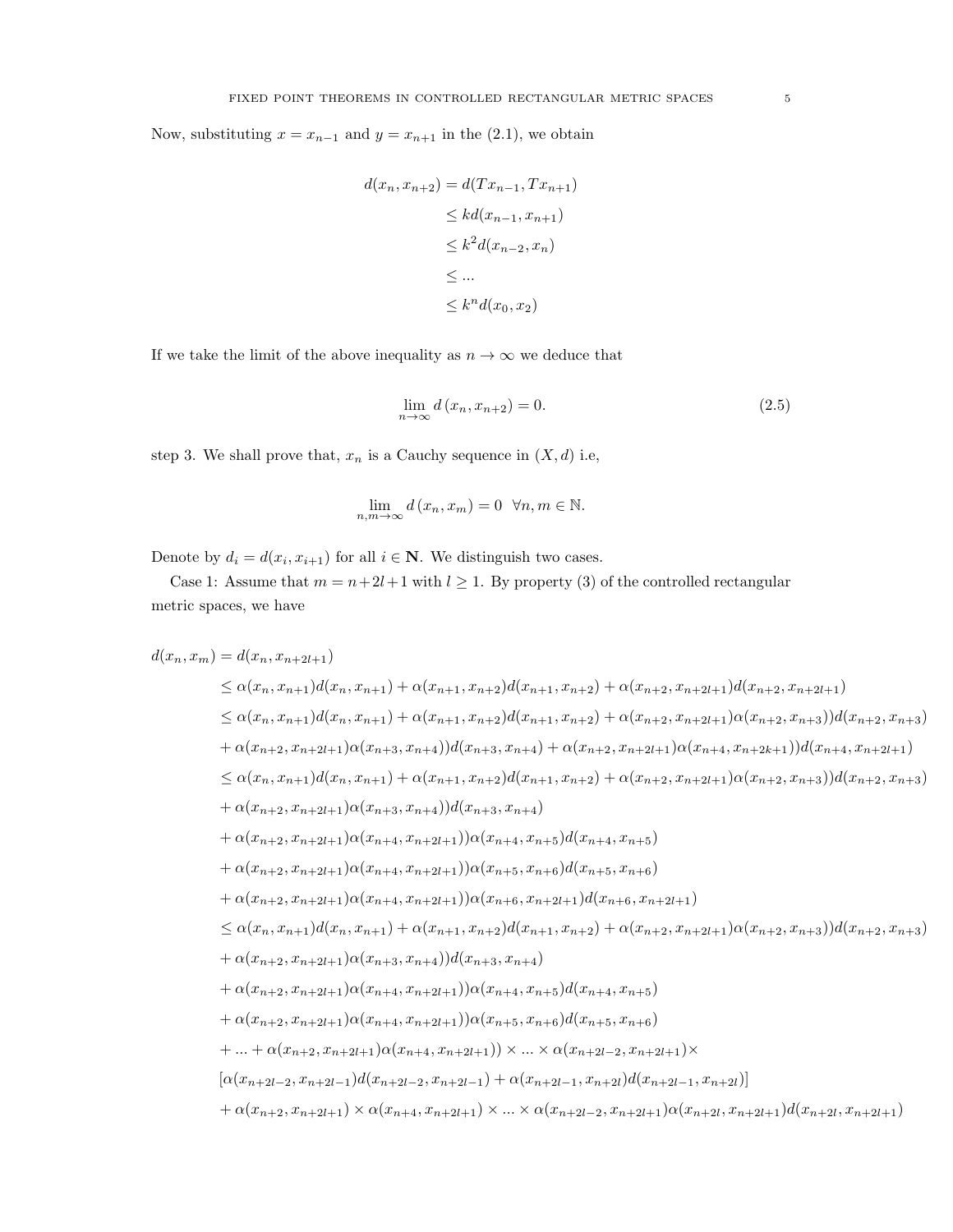Now, substituting $x = x_{n-1}$ and $y = x_{n+1}$ in the (2.1), we obtain

$$
\begin{aligned}
d(x_n, x_{n+2}) &= d(Tx_{n-1}, Tx_{n+1}) \\
&\leq kd(x_{n-1}, x_{n+1}) \\
&\leq k^2 d(x_{n-2}, x_n) \\
&\leq ... \\
&\leq k^n d(x_0, x_2)
\end{aligned}
$$

If we take the limit of the above inequality as $n \to \infty$ we deduce that

$$
\lim_{n\to\infty} d\left(x_n, x_{n+2}\right) = 0. \tag{2.5}
$$

step 3. We shall prove that, $x_n$ is a Cauchy sequence in $(X, d)$ i.e,

$$
\lim_{n,m\to\infty} d\left(x_n, x_m\right) = 0 \quad \forall n, m \in \mathbb{N}.
$$

Denote by $d_i = d(x_i, x_{i+1})$ for all $i \in \mathbf{N}$. We distinguish two cases.

Case 1: Assume that $m = n+2l+1$ with $l \geq 1$. By property (3) of the controlled rectangular metric spaces, we have

$$
\begin{aligned}
d(x_n, x_m) &= d(x_n, x_{n+2l+1}) \\
&\leq \alpha(x_n, x_{n+1})d(x_n, x_{n+1}) + \alpha(x_{n+1}, x_{n+2})d(x_{n+1}, x_{n+2}) + \alpha(x_{n+2}, x_{n+2l+1})d(x_{n+2}, x_{n+2l+1}) \\
&\leq \alpha(x_n, x_{n+1})d(x_n, x_{n+1}) + \alpha(x_{n+1}, x_{n+2})d(x_{n+1}, x_{n+2}) + \alpha(x_{n+2}, x_{n+2l+1})\alpha(x_{n+2}, x_{n+3}))d(x_{n+2}, x_{n+3}) \\
&+ \alpha(x_{n+2}, x_{n+2l+1})\alpha(x_{n+3}, x_{n+4}))d(x_{n+3}, x_{n+4}) + \alpha(x_{n+2}, x_{n+2l+1})\alpha(x_{n+4}, x_{n+2k+1}))d(x_{n+4}, x_{n+2l+1}) \\
&\leq \alpha(x_n, x_{n+1})d(x_n, x_{n+1}) + \alpha(x_{n+1}, x_{n+2})d(x_{n+1}, x_{n+2}) + \alpha(x_{n+2}, x_{n+2l+1})\alpha(x_{n+2}, x_{n+3}))d(x_{n+2}, x_{n+3}) \\
&+ \alpha(x_{n+2}, x_{n+2l+1})\alpha(x_{n+3}, x_{n+4}))d(x_{n+3}, x_{n+4}) \\
&+ \alpha(x_{n+2}, x_{n+2l+1})\alpha(x_{n+4}, x_{n+2l+1}))\alpha(x_{n+4}, x_{n+5})d(x_{n+4}, x_{n+5}) \\
&+ \alpha(x_{n+2}, x_{n+2l+1})\alpha(x_{n+4}, x_{n+2l+1}))\alpha(x_{n+5}, x_{n+6})d(x_{n+5}, x_{n+6}) \\
&+ \alpha(x_{n+2}, x_{n+2l+1})\alpha(x_{n+4}, x_{n+2l+1}))\alpha(x_{n+6}, x_{n+2l+1})d(x_{n+6}, x_{n+2l+1}) \\
&\leq \alpha(x_n, x_{n+1})d(x_n, x_{n+1}) + \alpha(x_{n+1}, x_{n+2})d(x_{n+1}, x_{n+2}) + \alpha(x_{n+2}, x_{n+2l+1})\alpha(x_{n+2}, x_{n+3}))d(x_{n+2}, x_{n+3}) \\
&+ \alpha(x_{n+2}, x_{n+2l+1})\alpha(x_{n+3}, x_{n+4}))d(x_{n+3}, x_{n+4}) \\
&+ \alpha(x_{n+2}, x_{n+2l+1})\alpha(x_{n+4}, x_{n+2l+1}))\alpha(x_{n+4}, x_{n+5})d(x_{n+4}, x_{n+5}) \\
&+ \alpha(x_{n+2}, x_{n+2l+1})\alpha(x_{n+4}, x_{n+2l+1}))\alpha(x_{n+5}, x_{n+6})d(x_{n+5}, x_{n+6}) \\
&+ ... + \alpha(x_{n+2}, x_{n+2l+1})\alpha(x_{n+4}, x_{n+2l+1})) \times ... \times \alpha(x_{n+2l-2}, x_{n+2l+1}) \times \\
&[\alpha(x_{n+2l-2}, x_{n+2l-1})d(x_{n+2l-2}, x_{n+2l-1}) + \alpha(x_{n+2l-1}, x_{n+2l})d(x_{n+2l-1}, x_{n+2l})] \\
&+ \alpha(x_{n+2}, x_{n+2l+1}) \times \alpha(x_{n+4}, x_{n+2l+1}) \times ... \times \alpha(x_{n+2l-2}, x_{n+2l+1})\alpha(x_{n+2l}, x_{n+2l+1})d(x_{n+2l}, x_{n+2l+1})
\end{aligned}
$$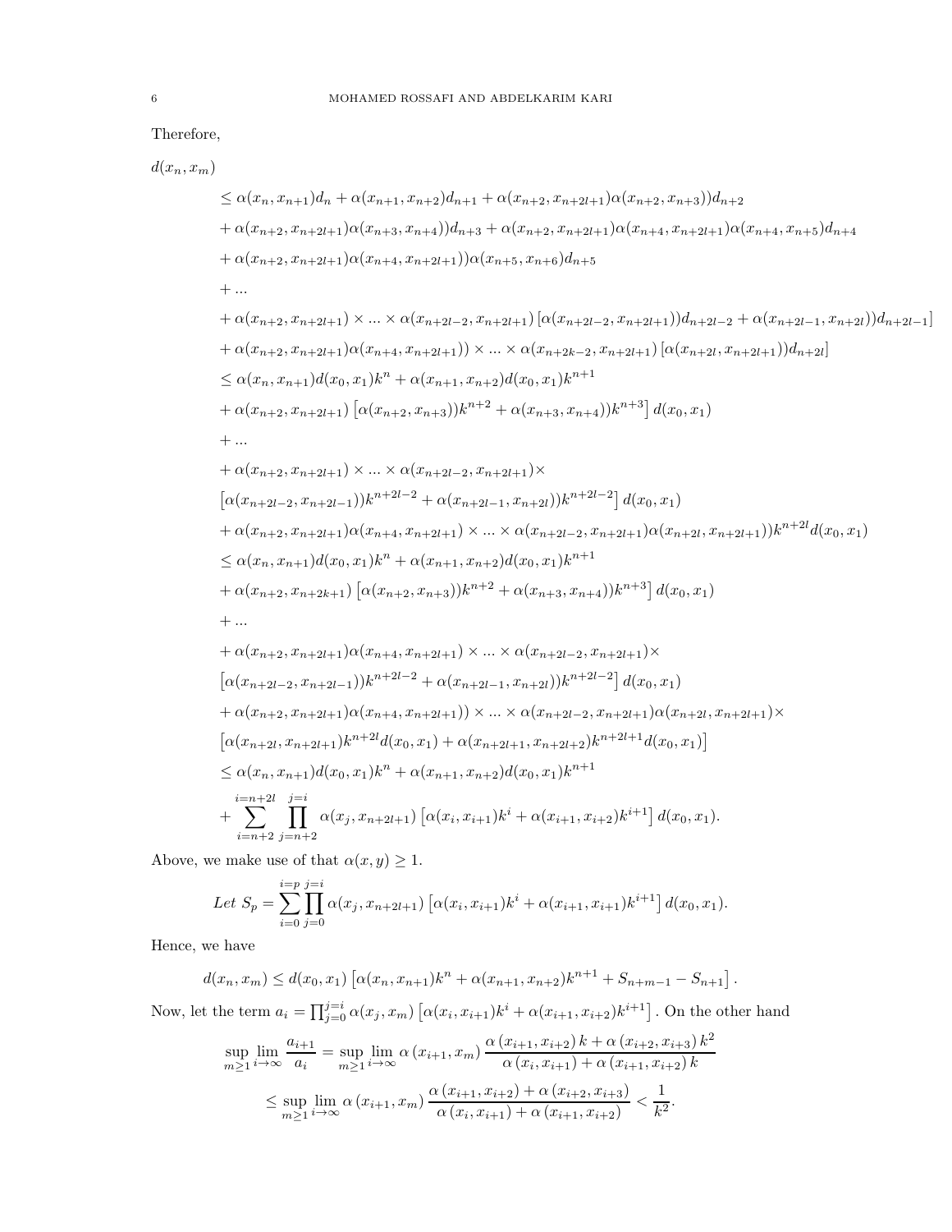Therefore,

$d(x_n, x_m)$

$$
\begin{aligned}
&\leq \alpha(x_n, x_{n+1})d_n + \alpha(x_{n+1}, x_{n+2})d_{n+1} + \alpha(x_{n+2}, x_{n+2l+1})\alpha(x_{n+2}, x_{n+3}))d_{n+2} \\
&+ \alpha(x_{n+2}, x_{n+2l+1})\alpha(x_{n+3}, x_{n+4}))d_{n+3} + \alpha(x_{n+2}, x_{n+2l+1})\alpha(x_{n+4}, x_{n+2l+1})\alpha(x_{n+4}, x_{n+5})d_{n+4} \\
&+ \alpha(x_{n+2}, x_{n+2l+1})\alpha(x_{n+4}, x_{n+2l+1}))\alpha(x_{n+5}, x_{n+6})d_{n+5} \\
&+ ... \\
&+ \alpha(x_{n+2}, x_{n+2l+1}) \times ... \times \alpha(x_{n+2l-2}, x_{n+2l+1}) \left[\alpha(x_{n+2l-2}, x_{n+2l+1}))d_{n+2l-2} + \alpha(x_{n+2l-1}, x_{n+2l}))d_{n+2l-1}\right] \\
&+ \alpha(x_{n+2}, x_{n+2l+1})\alpha(x_{n+4}, x_{n+2l+1})) \times ... \times \alpha(x_{n+2k-2}, x_{n+2l+1}) \left[\alpha(x_{n+2l}, x_{n+2l+1}))d_{n+2l}\right] \\
&\leq \alpha(x_n, x_{n+1})d(x_0, x_1)k^n + \alpha(x_{n+1}, x_{n+2})d(x_0, x_1)k^{n+1} \\
&+ \alpha(x_{n+2}, x_{n+2l+1}) \left[\alpha(x_{n+2}, x_{n+3}))k^{n+2} + \alpha(x_{n+3}, x_{n+4}))k^{n+3}\right] d(x_0, x_1) \\
&+ ... \\
&+ \alpha(x_{n+2}, x_{n+2l+1}) \times ... \times \alpha(x_{n+2l-2}, x_{n+2l+1}) \times \\
&\left[\alpha(x_{n+2l-2}, x_{n+2l-1}))k^{n+2l-2} + \alpha(x_{n+2l-1}, x_{n+2l}))k^{n+2l-2}\right] d(x_0, x_1) \\
&+ \alpha(x_{n+2}, x_{n+2l+1})\alpha(x_{n+4}, x_{n+2l+1}) \times ... \times \alpha(x_{n+2l-2}, x_{n+2l+1})\alpha(x_{n+2l}, x_{n+2l+1}))k^{n+2l}d(x_0, x_1) \\
&\leq \alpha(x_n, x_{n+1})d(x_0, x_1)k^n + \alpha(x_{n+1}, x_{n+2})d(x_0, x_1)k^{n+1} \\
&+ \alpha(x_{n+2}, x_{n+2k+1}) \left[\alpha(x_{n+2}, x_{n+3}))k^{n+2} + \alpha(x_{n+3}, x_{n+4}))k^{n+3}\right] d(x_0, x_1) \\
&+ ... \\
&+ \alpha(x_{n+2}, x_{n+2l+1})\alpha(x_{n+4}, x_{n+2l+1}) \times ... \times \alpha(x_{n+2l-2}, x_{n+2l+1}) \times \\
&\left[\alpha(x_{n+2l-2}, x_{n+2l-1}))k^{n+2l-2} + \alpha(x_{n+2l-1}, x_{n+2l}))k^{n+2l-2}\right] d(x_0, x_1) \\
&+ \alpha(x_{n+2}, x_{n+2l+1})\alpha(x_{n+4}, x_{n+2l+1})) \times ... \times \alpha(x_{n+2l-2}, x_{n+2l+1})\alpha(x_{n+2l}, x_{n+2l+1}) \times \\
&\left[\alpha(x_{n+2l}, x_{n+2l+1})k^{n+2l}d(x_0, x_1) + \alpha(x_{n+2l+1}, x_{n+2l+2})k^{n+2l+1}d(x_0, x_1)\right] \\
&\leq \alpha(x_n, x_{n+1})d(x_0, x_1)k^n + \alpha(x_{n+1}, x_{n+2})d(x_0, x_1)k^{n+1} \\
&+ \sum_{i=n+2}^{i=n+2l} \prod_{j=n+2}^{j=i} \alpha(x_j, x_{n+2l+1}) \left[\alpha(x_i, x_{i+1})k^i + \alpha(x_{i+1}, x_{i+2})k^{i+1}\right] d(x_0, x_1).
\end{aligned}
$$

Above, we make use of that $\alpha(x, y) \geq 1$.

$$
Let\ S_p = \sum_{i=0}^{i=p} \prod_{j=0}^{j=i} \alpha(x_j, x_{n+2l+1}) \left[\alpha(x_i, x_{i+1})k^i + \alpha(x_{i+1}, x_{i+1})k^{i+1}\right] d(x_0, x_1).
$$

Hence, we have

$$
d(x_n, x_m) \leq d(x_0, x_1) \left[\alpha(x_n, x_{n+1})k^n + \alpha(x_{n+1}, x_{n+2})k^{n+1} + S_{n+m-1} - S_{n+1}\right].
$$

Now, let the term $a_i = \prod_{j=0}^{j=i} \alpha(x_j, x_m) \left[\alpha(x_i, x_{i+1})k^i + \alpha(x_{i+1}, x_{i+2})k^{i+1}\right]$. On the other hand

$$
\begin{aligned}
\sup_{m \geq 1} \lim_{i \to \infty} \frac{a_{i+1}}{a_i} &= \sup_{m \geq 1} \lim_{i \to \infty} \alpha(x_{i+1}, x_m) \frac{\alpha(x_{i+1}, x_{i+2})k + \alpha(x_{i+2}, x_{i+3})k^2}{\alpha(x_i, x_{i+1}) + \alpha(x_{i+1}, x_{i+2})k} \\
&\leq \sup_{m \geq 1} \lim_{i \to \infty} \alpha(x_{i+1}, x_m) \frac{\alpha(x_{i+1}, x_{i+2}) + \alpha(x_{i+2}, x_{i+3})}{\alpha(x_i, x_{i+1}) + \alpha(x_{i+1}, x_{i+2})} < \frac{1}{k^2}.
\end{aligned}
$$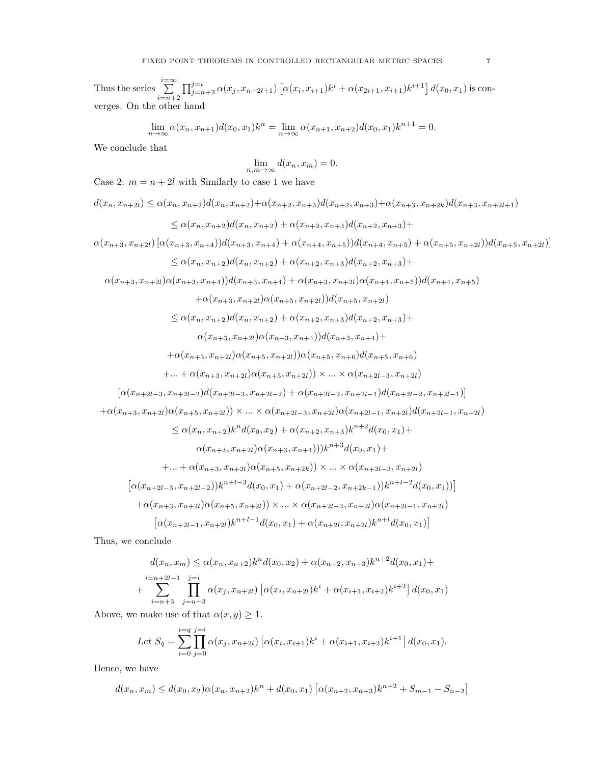Thus the series $\sum_{i=n+2}^{i=\infty} \prod_{j=n+2}^{j=i} \alpha(x_j, x_{n+2l+1}) \left[\alpha(x_i, x_{i+1})k^i + \alpha(x_{2i+1}, x_{i+1})k^{i+1}\right] d(x_0, x_1)$ is converges. On the other hand

$$\lim_{n\to\infty} \alpha(x_n, x_{n+1})d(x_0, x_1)k^n = \lim_{n\to\infty} \alpha(x_{n+1}, x_{n+2})d(x_0, x_1)k^{n+1} = 0.$$

We conclude that

$$\lim_{n,m\to\infty} d(x_n, x_m) = 0.$$

Case 2: $m = n + 2l$ with Similarly to case 1 we have

$$d(x_n, x_{n+2l}) \leq \alpha(x_n, x_{n+2})d(x_n, x_{n+2}) + \alpha(x_{n+2}, x_{n+3})d(x_{n+2}, x_{n+3}) + \alpha(x_{n+3}, x_{n+2k})d(x_{n+3}, x_{n+2l+1})$$

$$\leq \alpha(x_n, x_{n+2})d(x_n, x_{n+2}) + \alpha(x_{n+2}, x_{n+3})d(x_{n+2}, x_{n+3}) +$$

$$\alpha(x_{n+3}, x_{n+2l}) \left[\alpha(x_{n+3}, x_{n+4}))d(x_{n+3}, x_{n+4}) + \alpha(x_{n+4}, x_{n+5}))d(x_{n+4}, x_{n+5}) + \alpha(x_{n+5}, x_{n+2l}))d(x_{n+5}, x_{n+2l})\right]$$

$$\leq \alpha(x_n, x_{n+2})d(x_n, x_{n+2}) + \alpha(x_{n+2}, x_{n+3})d(x_{n+2}, x_{n+3}) +$$

$$\alpha(x_{n+3}, x_{n+2l})\alpha(x_{n+3}, x_{n+4}))d(x_{n+3}, x_{n+4}) + \alpha(x_{n+3}, x_{n+2l})\alpha(x_{n+4}, x_{n+5}))d(x_{n+4}, x_{n+5})$$

$$+\alpha(x_{n+3}, x_{n+2l})\alpha(x_{n+5}, x_{n+2l}))d(x_{n+5}, x_{n+2l})$$

$$\leq \alpha(x_n, x_{n+2})d(x_n, x_{n+2}) + \alpha(x_{n+2}, x_{n+3})d(x_{n+2}, x_{n+3}) +$$

$$\alpha(x_{n+3}, x_{n+2l})\alpha(x_{n+3}, x_{n+4}))d(x_{n+3}, x_{n+4}) +$$

$$+\alpha(x_{n+3}, x_{n+2l})\alpha(x_{n+5}, x_{n+2l}))\alpha(x_{n+5}, x_{n+6})d(x_{n+5}, x_{n+6})$$

$$+ \ldots + \alpha(x_{n+3}, x_{n+2l})\alpha(x_{n+5}, x_{n+2l})) \times \ldots \times \alpha(x_{n+2l-3}, x_{n+2l})$$

$$\left[\alpha(x_{n+2l-3}, x_{n+2l-2})d(x_{n+2l-3}, x_{n+2l-2}) + \alpha(x_{n+2l-2}, x_{n+2l-1})d(x_{n+2l-2}, x_{n+2l-1})\right]$$

$$+\alpha(x_{n+3}, x_{n+2l})\alpha(x_{n+5}, x_{n+2l})) \times \ldots \times \alpha(x_{n+2l-3}, x_{n+2l})\alpha(x_{n+2l-1}, x_{n+2l})d(x_{n+2l-1}, x_{n+2l})$$

$$\leq \alpha(x_n, x_{n+2})k^n d(x_0, x_2) + \alpha(x_{n+2}, x_{n+3})k^{n+2}d(x_0, x_1) +$$

$$\alpha(x_{n+3}, x_{n+2l})\alpha(x_{n+3}, x_{n+4})))k^{n+3}d(x_0, x_1) +$$

$$+ \ldots + \alpha(x_{n+3}, x_{n+2l})\alpha(x_{n+5}, x_{n+2k})) \times \ldots \times \alpha(x_{n+2l-3}, x_{n+2l})$$

$$\left[\alpha(x_{n+2l-3}, x_{n+2l-2}))k^{n+l-3}d(x_0, x_1) + \alpha(x_{n+2l-2}, x_{n+2k-1}))k^{n+l-2}d(x_0, x_1))\right]$$

$$+\alpha(x_{n+3}, x_{n+2l})\alpha(x_{n+5}, x_{n+2l})) \times \ldots \times \alpha(x_{n+2l-3}, x_{n+2l})\alpha(x_{n+2l-1}, x_{n+2l})$$

$$\left[\alpha(x_{n+2l-1}, x_{n+2l})k^{n+l-1}d(x_0, x_1) + \alpha(x_{n+2l}, x_{n+2l})k^{n+l}d(x_0, x_1)\right]$$

Thus, we conclude

$$d(x_n, x_m) \leq \alpha(x_n, x_{n+2})k^n d(x_0, x_2) + \alpha(x_{n+2}, x_{n+3})k^{n+2}d(x_0, x_1) +$$
$$+ \sum_{i=n+3}^{i=n+2l-1} \prod_{j=n+3}^{j=i} \alpha(x_j, x_{n+2l}) \left[\alpha(x_i, x_{n+2l})k^i + \alpha(x_{i+1}, x_{i+2})k^{i+2}\right] d(x_0, x_1)$$

Above, we make use of that $\alpha(x, y) \geq 1$.

$$\textit{Let } S_q = \sum_{i=0}^{i=q} \prod_{j=0}^{j=i} \alpha(x_j, x_{n+2l}) \left[\alpha(x_i, x_{i+1})k^i + \alpha(x_{i+1}, x_{i+2})k^{i+1}\right] d(x_0, x_1).$$

Hence, we have

$$d(x_n, x_m) \leq d(x_0, x_2)\alpha(x_n, x_{n+2})k^n + d(x_0, x_1)\left[\alpha(x_{n+2}, x_{n+3})k^{n+2} + S_{m-1} - S_{n-2}\right]$$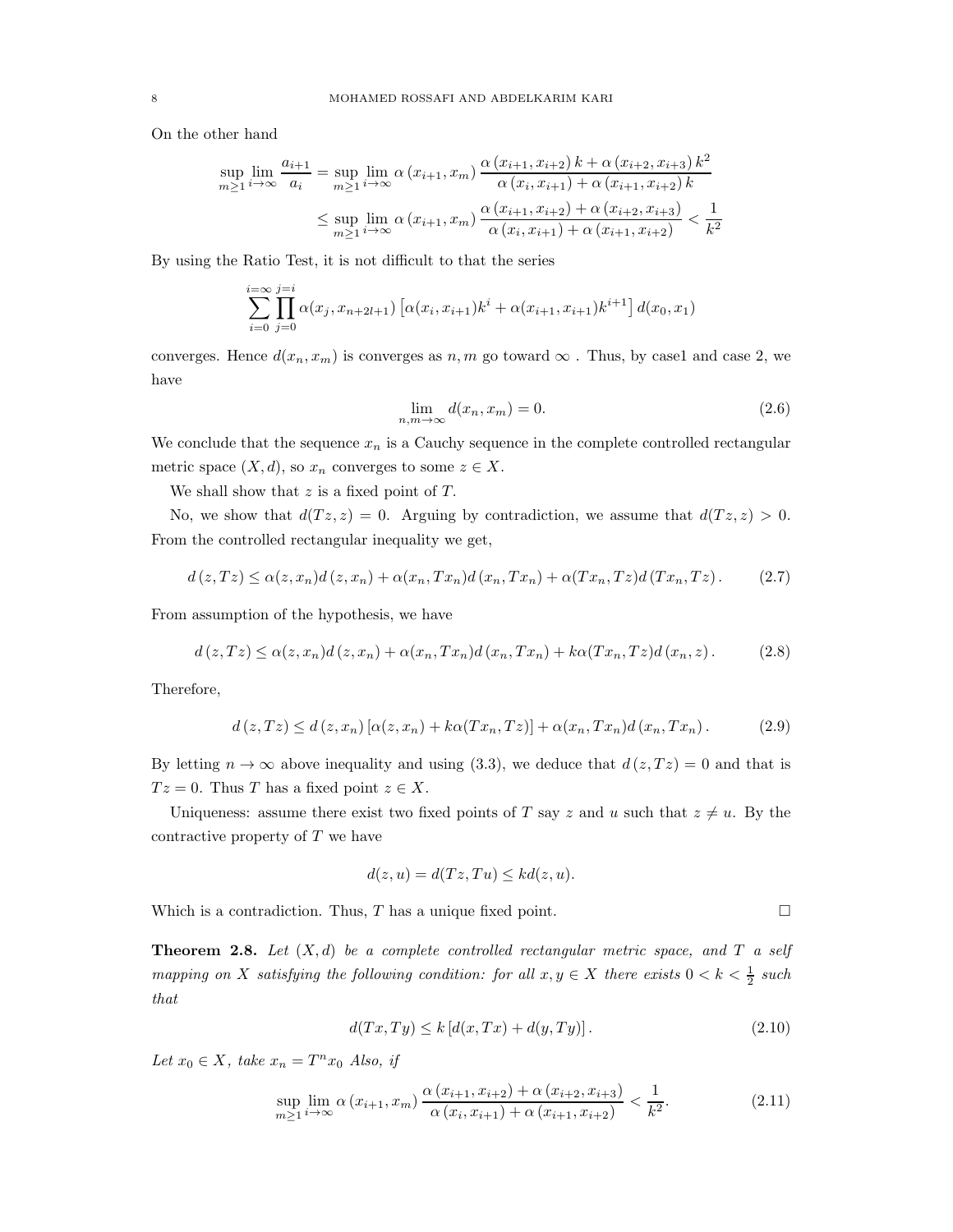On the other hand

$$\sup_{m\geq 1}\lim_{i\to\infty}\frac{a_{i+1}}{a_i}=\sup_{m\geq 1}\lim_{i\to\infty}\alpha\left(x_{i+1},x_m\right)\frac{\alpha\left(x_{i+1},x_{i+2}\right)k+\alpha\left(x_{i+2},x_{i+3}\right)k^2}{\alpha\left(x_i,x_{i+1}\right)+\alpha\left(x_{i+1},x_{i+2}\right)k}$$

$$\leq \sup_{m\geq 1}\lim_{i\to\infty}\alpha\left(x_{i+1},x_m\right)\frac{\alpha\left(x_{i+1},x_{i+2}\right)+\alpha\left(x_{i+2},x_{i+3}\right)}{\alpha\left(x_i,x_{i+1}\right)+\alpha\left(x_{i+1},x_{i+2}\right)}<\frac{1}{k^2}$$

By using the Ratio Test, it is not difficult to that the series

$$\sum_{i=0}^{i=\infty}\prod_{j=0}^{j=i}\alpha(x_j,x_{n+2l+1})\left[\alpha(x_i,x_{i+1})k^i+\alpha(x_{i+1},x_{i+1})k^{i+1}\right]d(x_0,x_1)$$

converges. Hence $d(x_n,x_m)$ is converges as $n,m$ go toward $\infty$ . Thus, by case1 and case 2, we have

$$\lim_{n,m\to\infty}d(x_n,x_m)=0. \tag{2.6}$$

We conclude that the sequence $x_n$ is a Cauchy sequence in the complete controlled rectangular metric space $(X,d)$, so $x_n$ converges to some $z\in X$.

We shall show that $z$ is a fixed point of $T$.

No, we show that $d(Tz,z)=0$. Arguing by contradiction, we assume that $d(Tz,z)>0$. From the controlled rectangular inequality we get,

$$d\left(z,Tz\right)\leq\alpha(z,x_n)d\left(z,x_n\right)+\alpha(x_n,Tx_n)d\left(x_n,Tx_n\right)+\alpha(Tx_n,Tz)d\left(Tx_n,Tz\right). \tag{2.7}$$

From assumption of the hypothesis, we have

$$d\left(z,Tz\right)\leq\alpha(z,x_n)d\left(z,x_n\right)+\alpha(x_n,Tx_n)d\left(x_n,Tx_n\right)+k\alpha(Tx_n,Tz)d\left(x_n,z\right). \tag{2.8}$$

Therefore,

$$d\left(z,Tz\right)\leq d\left(z,x_n\right)\left[\alpha(z,x_n)+k\alpha(Tx_n,Tz)\right]+\alpha(x_n,Tx_n)d\left(x_n,Tx_n\right). \tag{2.9}$$

By letting $n\to\infty$ above inequality and using (3.3), we deduce that $d\left(z,Tz\right)=0$ and that is $Tz=0$. Thus $T$ has a fixed point $z\in X$.

Uniqueness: assume there exist two fixed points of $T$ say $z$ and $u$ such that $z\neq u$. By the contractive property of $T$ we have

$$d(z,u)=d(Tz,Tu)\leq kd(z,u).$$

Which is a contradiction. Thus, $T$ has a unique fixed point. □

**Theorem 2.8.** *Let $(X,d)$ be a complete controlled rectangular metric space, and $T$ a self mapping on $X$ satisfying the following condition: for all $x,y\in X$ there exists $0<k<\frac{1}{2}$ such that*

$$d(Tx,Ty)\leq k\left[d(x,Tx)+d(y,Ty)\right]. \tag{2.10}$$

*Let $x_0\in X$, take $x_n=T^nx_0$ Also, if*

$$\sup_{m\geq 1}\lim_{i\to\infty}\alpha\left(x_{i+1},x_m\right)\frac{\alpha\left(x_{i+1},x_{i+2}\right)+\alpha\left(x_{i+2},x_{i+3}\right)}{\alpha\left(x_i,x_{i+1}\right)+\alpha\left(x_{i+1},x_{i+2}\right)}<\frac{1}{k^2}. \tag{2.11}$$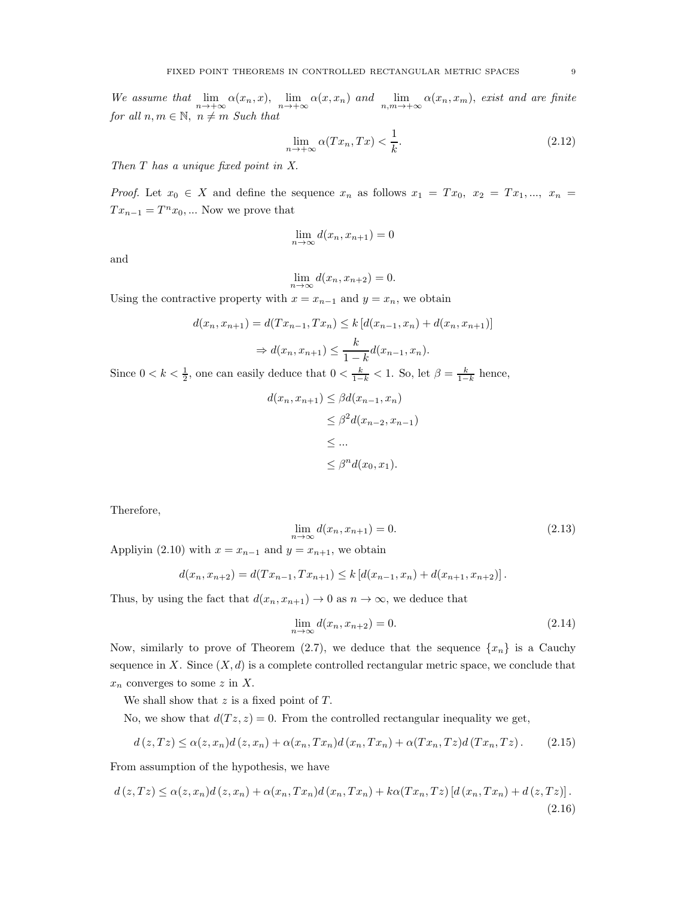*We assume that* $\lim\limits_{n\to+\infty}\alpha(x_n,x)$, $\lim\limits_{n\to+\infty}\alpha(x,x_n)$ *and* $\lim\limits_{n,m\to+\infty}\alpha(x_n,x_m)$, *exist and are finite for all* $n,m\in\mathbb{N}$, $n\neq m$ *Such that*

$$\lim_{n\to+\infty}\alpha(Tx_n,Tx)<\frac{1}{k}. \tag{2.12}$$

*Then* $T$ *has a unique fixed point in* $X$.

*Proof.* Let $x_0\in X$ and define the sequence $x_n$ as follows $x_1=Tx_0$, $x_2=Tx_1,\ldots$, $x_n=Tx_{n-1}=T^nx_0,\ldots$ Now we prove that

$$\lim_{n\to\infty}d(x_n,x_{n+1})=0$$

and

$$\lim_{n\to\infty}d(x_n,x_{n+2})=0.$$

Using the contractive property with $x=x_{n-1}$ and $y=x_n$, we obtain

$$d(x_n,x_{n+1})=d(Tx_{n-1},Tx_n)\leq k\left[d(x_{n-1},x_n)+d(x_n,x_{n+1})\right]$$

$$\Rightarrow d(x_n,x_{n+1})\leq\frac{k}{1-k}d(x_{n-1},x_n).$$

Since $0<k<\frac{1}{2}$, one can easily deduce that $0<\frac{k}{1-k}<1$. So, let $\beta=\frac{k}{1-k}$ hence,

$$\begin{aligned}
d(x_n,x_{n+1})&\leq\beta d(x_{n-1},x_n)\\
&\leq\beta^2 d(x_{n-2},x_{n-1})\\
&\leq\ldots\\
&\leq\beta^n d(x_0,x_1).
\end{aligned}$$

Therefore,

$$\lim_{n\to\infty}d(x_n,x_{n+1})=0. \tag{2.13}$$

Appliyin (2.10) with $x=x_{n-1}$ and $y=x_{n+1}$, we obtain

$$d(x_n,x_{n+2})=d(Tx_{n-1},Tx_{n+1})\leq k\left[d(x_{n-1},x_n)+d(x_{n+1},x_{n+2})\right].$$

Thus, by using the fact that $d(x_n,x_{n+1})\to 0$ as $n\to\infty$, we deduce that

$$\lim_{n\to\infty}d(x_n,x_{n+2})=0. \tag{2.14}$$

Now, similarly to prove of Theorem (2.7), we deduce that the sequence $\{x_n\}$ is a Cauchy sequence in $X$. Since $(X,d)$ is a complete controlled rectangular metric space, we conclude that $x_n$ converges to some $z$ in $X$.

We shall show that $z$ is a fixed point of $T$.

No, we show that $d(Tz,z)=0$. From the controlled rectangular inequality we get,

$$d(z,Tz)\leq\alpha(z,x_n)d(z,x_n)+\alpha(x_n,Tx_n)d(x_n,Tx_n)+\alpha(Tx_n,Tz)d(Tx_n,Tz). \tag{2.15}$$

From assumption of the hypothesis, we have

$$d(z,Tz)\leq\alpha(z,x_n)d(z,x_n)+\alpha(x_n,Tx_n)d(x_n,Tx_n)+k\alpha(Tx_n,Tz)\left[d(x_n,Tx_n)+d(z,Tz)\right]. \tag{2.16}$$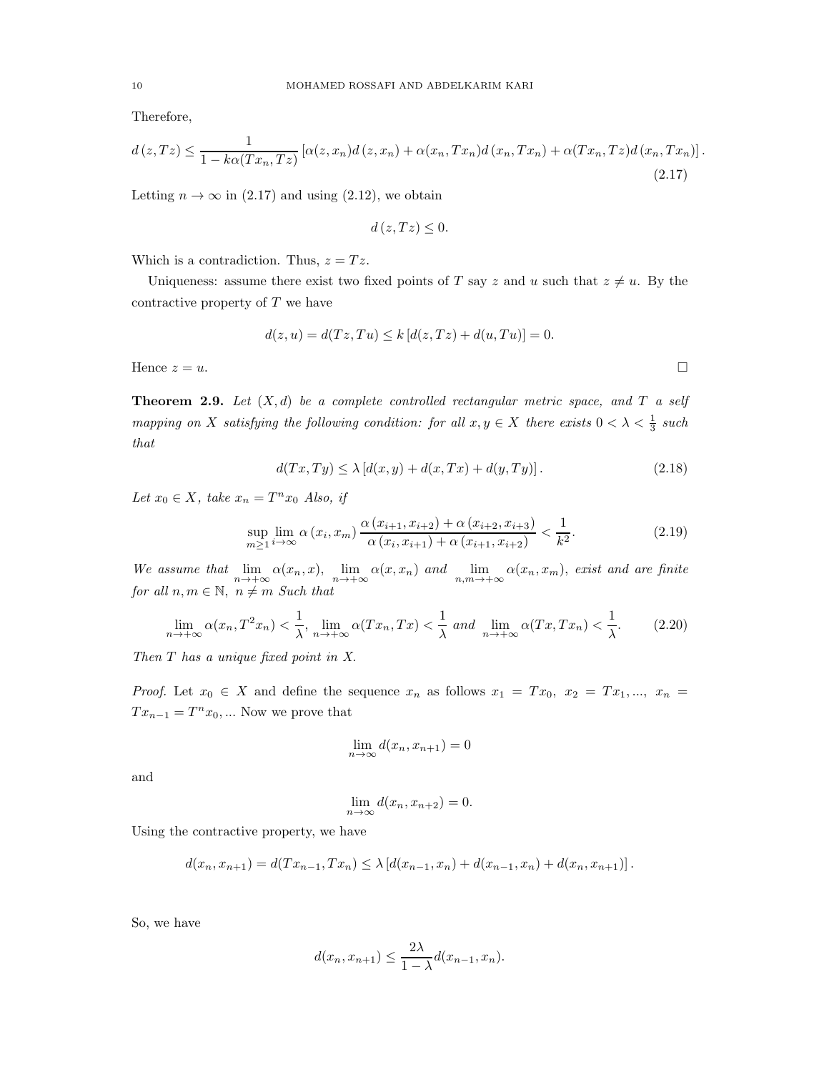Therefore,

$$d(z, Tz) \leq \frac{1}{1 - k\alpha(Tx_n, Tz)} \left[\alpha(z, x_n) d(z, x_n) + \alpha(x_n, Tx_n) d(x_n, Tx_n) + \alpha(Tx_n, Tz) d(x_n, Tx_n)\right]. \tag{2.17}$$

Letting $n \to \infty$ in (2.17) and using (2.12), we obtain

$$d(z, Tz) \leq 0.$$

Which is a contradiction. Thus, $z = Tz$.

Uniqueness: assume there exist two fixed points of $T$ say $z$ and $u$ such that $z \neq u$. By the contractive property of $T$ we have

$$d(z, u) = d(Tz, Tu) \leq k\left[d(z, Tz) + d(u, Tu)\right] = 0.$$

Hence $z = u$. $\square$

**Theorem 2.9.** *Let $(X, d)$ be a complete controlled rectangular metric space, and $T$ a self mapping on $X$ satisfying the following condition: for all $x, y \in X$ there exists $0 < \lambda < \frac{1}{3}$ such that*

$$d(Tx, Ty) \leq \lambda\left[d(x, y) + d(x, Tx) + d(y, Ty)\right]. \tag{2.18}$$

*Let $x_0 \in X$, take $x_n = T^n x_0$ Also, if*

$$\sup_{m \geq 1} \lim_{i \to \infty} \alpha(x_i, x_m) \frac{\alpha(x_{i+1}, x_{i+2}) + \alpha(x_{i+2}, x_{i+3})}{\alpha(x_i, x_{i+1}) + \alpha(x_{i+1}, x_{i+2})} < \frac{1}{k^2}. \tag{2.19}$$

*We assume that $\lim_{n \to +\infty} \alpha(x_n, x)$, $\lim_{n \to +\infty} \alpha(x, x_n)$ and $\lim_{n,m \to +\infty} \alpha(x_n, x_m)$, exist and are finite for all $n, m \in \mathbb{N}$, $n \neq m$ Such that*

$$\lim_{n \to +\infty} \alpha(x_n, T^2 x_n) < \frac{1}{\lambda}, \lim_{n \to +\infty} \alpha(Tx_n, Tx) < \frac{1}{\lambda} \text{ and } \lim_{n \to +\infty} \alpha(Tx, Tx_n) < \frac{1}{\lambda}. \tag{2.20}$$

*Then $T$ has a unique fixed point in $X$.*

*Proof.* Let $x_0 \in X$ and define the sequence $x_n$ as follows $x_1 = Tx_0$, $x_2 = Tx_1, ..., x_n = Tx_{n-1} = T^n x_0, ...$ Now we prove that

$$\lim_{n \to \infty} d(x_n, x_{n+1}) = 0$$

and

$$\lim_{n \to \infty} d(x_n, x_{n+2}) = 0.$$

Using the contractive property, we have

$$d(x_n, x_{n+1}) = d(Tx_{n-1}, Tx_n) \leq \lambda\left[d(x_{n-1}, x_n) + d(x_{n-1}, x_n) + d(x_n, x_{n+1})\right].$$

So, we have

$$d(x_n, x_{n+1}) \leq \frac{2\lambda}{1 - \lambda} d(x_{n-1}, x_n).$$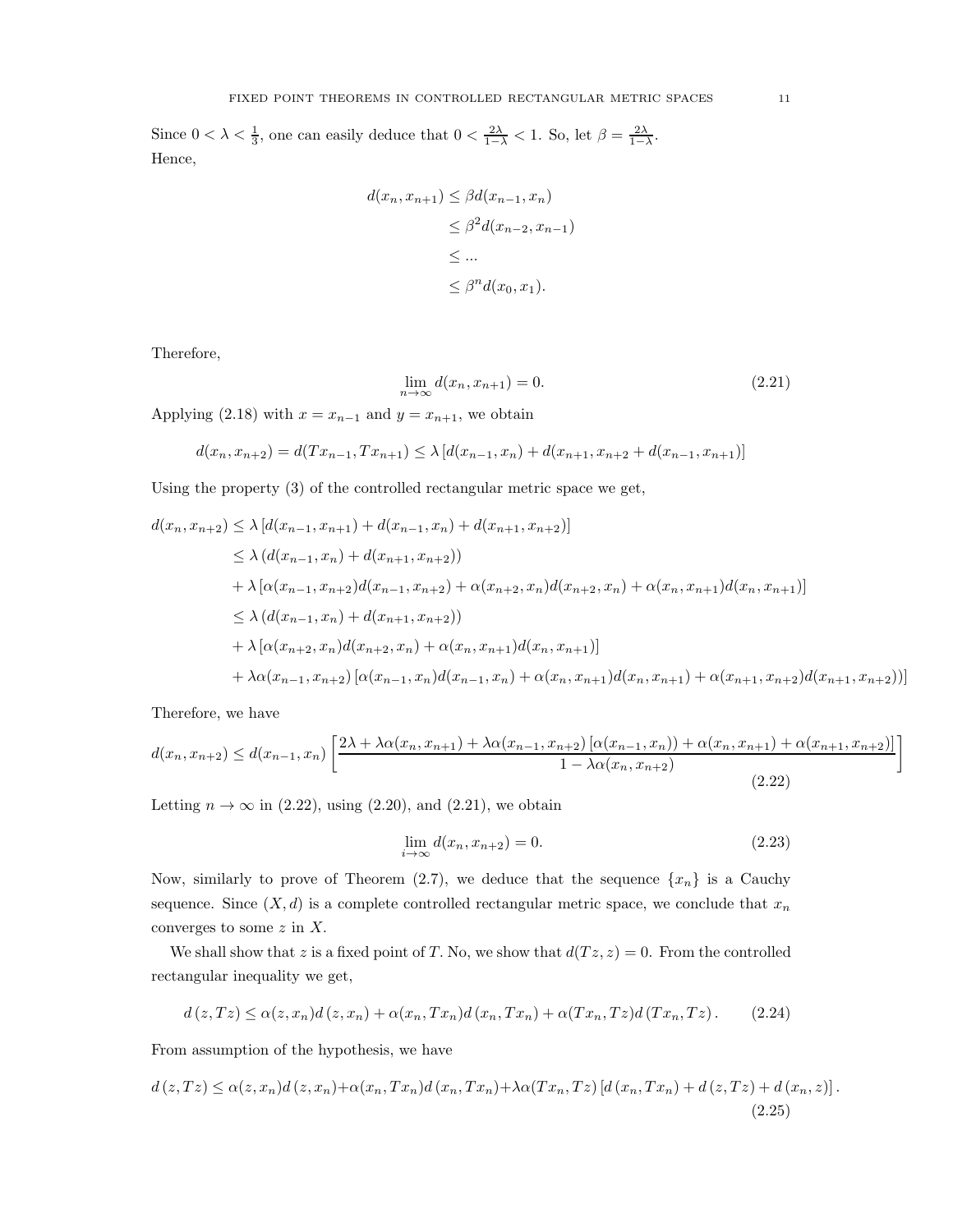Since $0<\lambda<\frac{1}{3}$, one can easily deduce that $0<\frac{2\lambda}{1-\lambda}<1$. So, let $\beta=\frac{2\lambda}{1-\lambda}$. Hence,

$$
\begin{aligned}
d(x_n,x_{n+1}) &\leq \beta d(x_{n-1},x_n)\\
&\leq \beta^2 d(x_{n-2},x_{n-1})\\
&\leq \dots\\
&\leq \beta^n d(x_0,x_1).
\end{aligned}
$$

Therefore,

$$
\lim_{n\to\infty} d(x_n,x_{n+1})=0. \tag{2.21}
$$

Applying (2.18) with $x=x_{n-1}$ and $y=x_{n+1}$, we obtain

$$
d(x_n,x_{n+2})=d(Tx_{n-1},Tx_{n+1})\leq \lambda\left[d(x_{n-1},x_n)+d(x_{n+1},x_{n+2}+d(x_{n-1},x_{n+1})\right]
$$

Using the property (3) of the controlled rectangular metric space we get,

$$
\begin{aligned}
d(x_n,x_{n+2}) &\leq \lambda\left[d(x_{n-1},x_{n+1})+d(x_{n-1},x_n)+d(x_{n+1},x_{n+2})\right]\\
&\leq \lambda\left(d(x_{n-1},x_n)+d(x_{n+1},x_{n+2})\right)\\
&+\lambda\left[\alpha(x_{n-1},x_{n+2})d(x_{n-1},x_{n+2})+\alpha(x_{n+2},x_n)d(x_{n+2},x_n)+\alpha(x_n,x_{n+1})d(x_n,x_{n+1})\right]\\
&\leq \lambda\left(d(x_{n-1},x_n)+d(x_{n+1},x_{n+2})\right)\\
&+\lambda\left[\alpha(x_{n+2},x_n)d(x_{n+2},x_n)+\alpha(x_n,x_{n+1})d(x_n,x_{n+1})\right]\\
&+\lambda\alpha(x_{n-1},x_{n+2})\left[\alpha(x_{n-1},x_n)d(x_{n-1},x_n)+\alpha(x_n,x_{n+1})d(x_n,x_{n+1})+\alpha(x_{n+1},x_{n+2})d(x_{n+1},x_{n+2}))\right]
\end{aligned}
$$

Therefore, we have

$$
d(x_n,x_{n+2})\leq d(x_{n-1},x_n)\left[\frac{2\lambda+\lambda\alpha(x_n,x_{n+1})+\lambda\alpha(x_{n-1},x_{n+2})\left[\alpha(x_{n-1},x_n))+\alpha(x_n,x_{n+1})+\alpha(x_{n+1},x_{n+2})\right]}{1-\lambda\alpha(x_n,x_{n+2})}\right] \tag{2.22}
$$

Letting $n\to\infty$ in (2.22), using (2.20), and (2.21), we obtain

$$
\lim_{i\to\infty} d(x_n,x_{n+2})=0. \tag{2.23}
$$

Now, similarly to prove of Theorem (2.7), we deduce that the sequence $\{x_n\}$ is a Cauchy sequence. Since $(X,d)$ is a complete controlled rectangular metric space, we conclude that $x_n$ converges to some $z$ in $X$.

We shall show that $z$ is a fixed point of $T$. No, we show that $d(Tz,z)=0$. From the controlled rectangular inequality we get,

$$
d\left(z,Tz\right)\leq \alpha(z,x_n)d\left(z,x_n\right)+\alpha(x_n,Tx_n)d\left(x_n,Tx_n\right)+\alpha(Tx_n,Tz)d\left(Tx_n,Tz\right). \tag{2.24}
$$

From assumption of the hypothesis, we have

$$
d\left(z,Tz\right)\leq \alpha(z,x_n)d\left(z,x_n\right)+\alpha(x_n,Tx_n)d\left(x_n,Tx_n\right)+\lambda\alpha(Tx_n,Tz)\left[d\left(x_n,Tx_n\right)+d\left(z,Tz\right)+d\left(x_n,z\right)\right]. \tag{2.25}
$$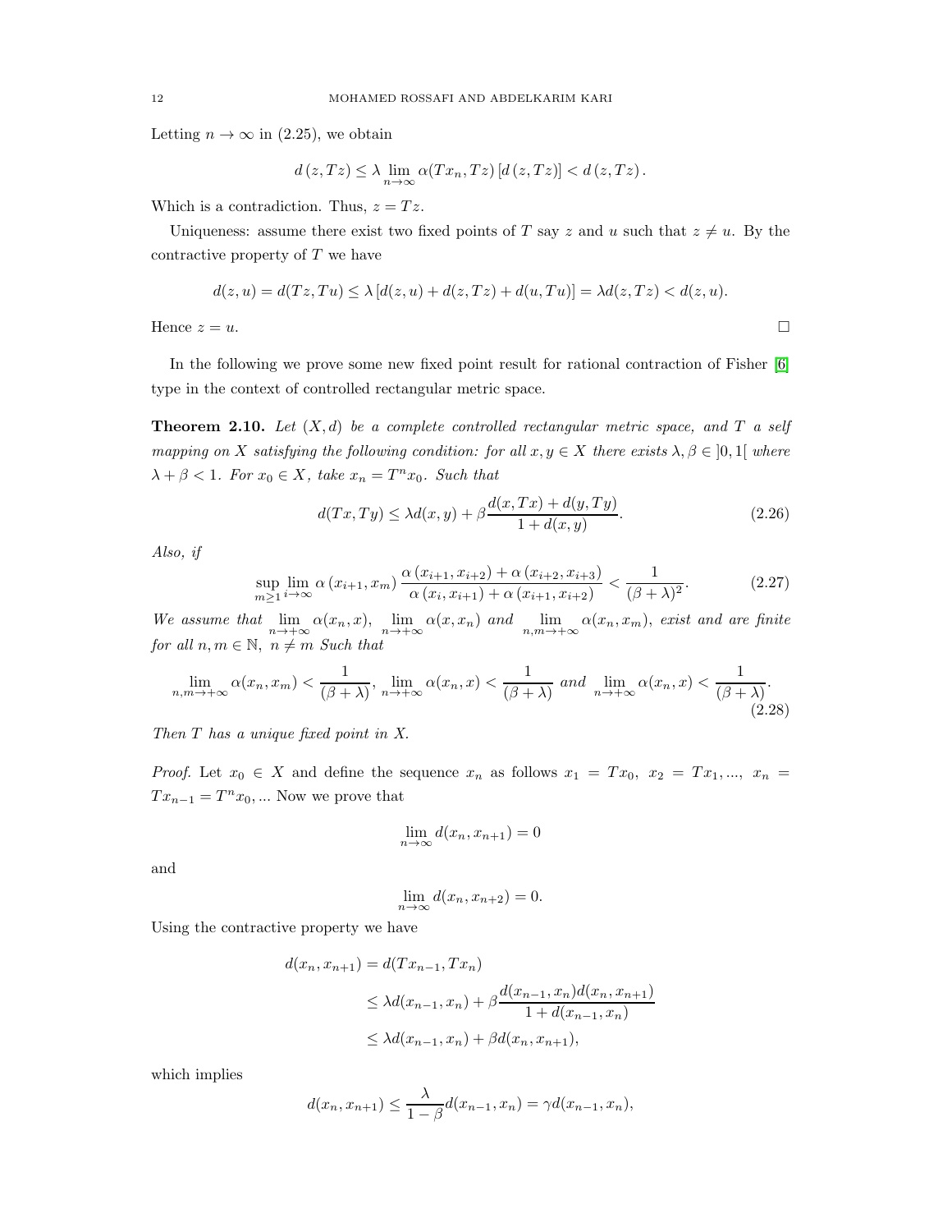Letting $n \to \infty$ in (2.25), we obtain

$$d(z, Tz) \leq \lambda \lim_{n\to\infty} \alpha(Tx_n, Tz)\left[d(z, Tz)\right] < d(z, Tz).$$

Which is a contradiction. Thus, $z = Tz$.

Uniqueness: assume there exist two fixed points of $T$ say $z$ and $u$ such that $z \neq u$. By the contractive property of $T$ we have

$$d(z, u) = d(Tz, Tu) \leq \lambda \left[d(z, u) + d(z, Tz) + d(u, Tu)\right] = \lambda d(z, Tz) < d(z, u).$$

Hence $z = u$. $\square$

In the following we prove some new fixed point result for rational contraction of Fisher [6] type in the context of controlled rectangular metric space.

**Theorem 2.10.** *Let $(X, d)$ be a complete controlled rectangular metric space, and $T$ a self mapping on $X$ satisfying the following condition: for all $x, y \in X$ there exists $\lambda, \beta \in ]0, 1[$ where $\lambda + \beta < 1$. For $x_0 \in X$, take $x_n = T^n x_0$. Such that*

$$d(Tx, Ty) \leq \lambda d(x, y) + \beta \frac{d(x, Tx) + d(y, Ty)}{1 + d(x, y)}. \tag{2.26}$$

*Also, if*

$$\sup_{m\geq 1} \lim_{i\to\infty} \alpha\left(x_{i+1}, x_m\right) \frac{\alpha\left(x_{i+1}, x_{i+2}\right) + \alpha\left(x_{i+2}, x_{i+3}\right)}{\alpha\left(x_i, x_{i+1}\right) + \alpha\left(x_{i+1}, x_{i+2}\right)} < \frac{1}{(\beta + \lambda)^2}. \tag{2.27}$$

*We assume that $\lim_{n\to+\infty} \alpha(x_n, x)$, $\lim_{n\to+\infty} \alpha(x, x_n)$ and $\lim_{n,m\to+\infty} \alpha(x_n, x_m)$, exist and are finite for all $n, m \in \mathbb{N}$, $n \neq m$ Such that*

$$\lim_{n,m\to+\infty} \alpha(x_n, x_m) < \frac{1}{(\beta + \lambda)}, \ \lim_{n\to+\infty} \alpha(x_n, x) < \frac{1}{(\beta + \lambda)} \ \text{and} \ \lim_{n\to+\infty} \alpha(x_n, x) < \frac{1}{(\beta + \lambda)}. \tag{2.28}$$

*Then $T$ has a unique fixed point in $X$.*

*Proof.* Let $x_0 \in X$ and define the sequence $x_n$ as follows $x_1 = Tx_0$, $x_2 = Tx_1, \ldots,$ $x_n = Tx_{n-1} = T^n x_0, \ldots$ Now we prove that

$$\lim_{n\to\infty} d(x_n, x_{n+1}) = 0$$

and

$$\lim_{n\to\infty} d(x_n, x_{n+2}) = 0.$$

Using the contractive property we have

$$\begin{aligned}
d(x_n, x_{n+1}) &= d(Tx_{n-1}, Tx_n) \\
&\leq \lambda d(x_{n-1}, x_n) + \beta \frac{d(x_{n-1}, x_n) d(x_n, x_{n+1})}{1 + d(x_{n-1}, x_n)} \\
&\leq \lambda d(x_{n-1}, x_n) + \beta d(x_n, x_{n+1}),
\end{aligned}$$

which implies

$$d(x_n, x_{n+1}) \leq \frac{\lambda}{1 - \beta} d(x_{n-1}, x_n) = \gamma d(x_{n-1}, x_n),$$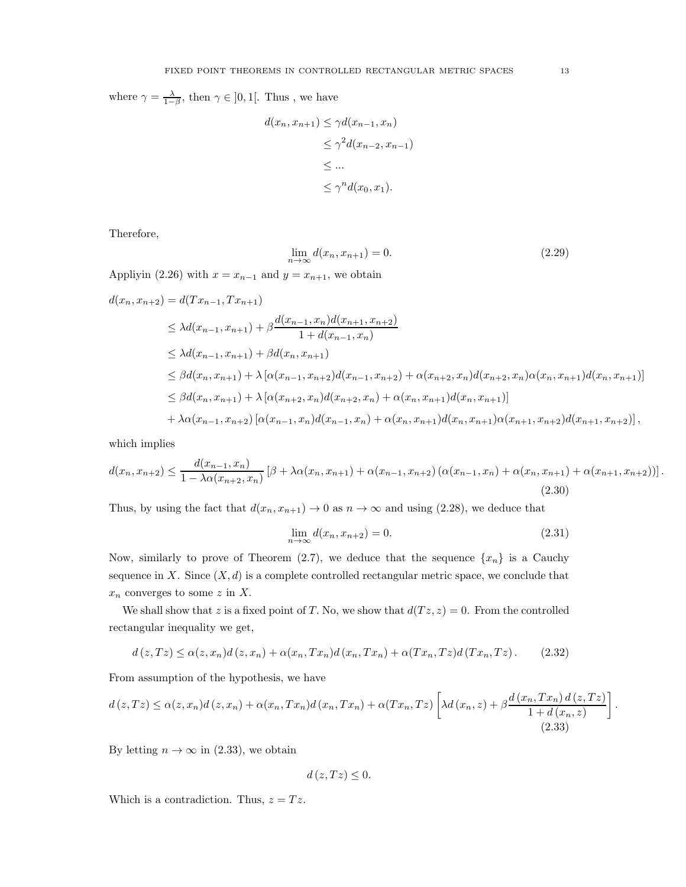where $\gamma = \frac{\lambda}{1-\beta}$, then $\gamma \in ]0,1[$. Thus , we have

$$
\begin{aligned}
d(x_n, x_{n+1}) &\leq \gamma d(x_{n-1}, x_n) \\
&\leq \gamma^2 d(x_{n-2}, x_{n-1}) \\
&\leq ... \\
&\leq \gamma^n d(x_0, x_1).
\end{aligned}
$$

Therefore,

$$
\lim_{n\to\infty} d(x_n, x_{n+1}) = 0. \tag{2.29}
$$

Appliyin (2.26) with $x = x_{n-1}$ and $y = x_{n+1}$, we obtain

$$
\begin{aligned}
d(x_n, x_{n+2}) &= d(Tx_{n-1}, Tx_{n+1}) \\
&\leq \lambda d(x_{n-1}, x_{n+1}) + \beta \frac{d(x_{n-1}, x_n) d(x_{n+1}, x_{n+2})}{1 + d(x_{n-1}, x_n)} \\
&\leq \lambda d(x_{n-1}, x_{n+1}) + \beta d(x_n, x_{n+1}) \\
&\leq \beta d(x_n, x_{n+1}) + \lambda \left[\alpha(x_{n-1}, x_{n+2}) d(x_{n-1}, x_{n+2}) + \alpha(x_{n+2}, x_n) d(x_{n+2}, x_n) \alpha(x_n, x_{n+1}) d(x_n, x_{n+1})\right] \\
&\leq \beta d(x_n, x_{n+1}) + \lambda \left[\alpha(x_{n+2}, x_n) d(x_{n+2}, x_n) + \alpha(x_n, x_{n+1}) d(x_n, x_{n+1})\right] \\
&+ \lambda \alpha(x_{n-1}, x_{n+2}) \left[\alpha(x_{n-1}, x_n) d(x_{n-1}, x_n) + \alpha(x_n, x_{n+1}) d(x_n, x_{n+1}) \alpha(x_{n+1}, x_{n+2}) d(x_{n+1}, x_{n+2})\right],
\end{aligned}
$$

which implies

$$
d(x_n, x_{n+2}) \leq \frac{d(x_{n-1}, x_n)}{1 - \lambda \alpha(x_{n+2}, x_n)} \left[\beta + \lambda \alpha(x_n, x_{n+1}) + \alpha(x_{n-1}, x_{n+2}) \left(\alpha(x_{n-1}, x_n) + \alpha(x_n, x_{n+1}) + \alpha(x_{n+1}, x_{n+2})\right)\right]. \tag{2.30}
$$

Thus, by using the fact that $d(x_n, x_{n+1}) \to 0$ as $n \to \infty$ and using (2.28), we deduce that

$$
\lim_{n\to\infty} d(x_n, x_{n+2}) = 0. \tag{2.31}
$$

Now, similarly to prove of Theorem (2.7), we deduce that the sequence $\{x_n\}$ is a Cauchy sequence in $X$. Since $(X, d)$ is a complete controlled rectangular metric space, we conclude that $x_n$ converges to some $z$ in $X$.

We shall show that $z$ is a fixed point of $T$. No, we show that $d(Tz, z) = 0$. From the controlled rectangular inequality we get,

$$
d(z, Tz) \leq \alpha(z, x_n) d(z, x_n) + \alpha(x_n, Tx_n) d(x_n, Tx_n) + \alpha(Tx_n, Tz) d(Tx_n, Tz). \tag{2.32}
$$

From assumption of the hypothesis, we have

$$
d(z, Tz) \leq \alpha(z, x_n) d(z, x_n) + \alpha(x_n, Tx_n) d(x_n, Tx_n) + \alpha(Tx_n, Tz) \left[\lambda d(x_n, z) + \beta \frac{d(x_n, Tx_n) d(z, Tz)}{1 + d(x_n, z)}\right]. \tag{2.33}
$$

By letting $n \to \infty$ in (2.33), we obtain

$$
d(z, Tz) \leq 0.
$$

Which is a contradiction. Thus, $z = Tz$.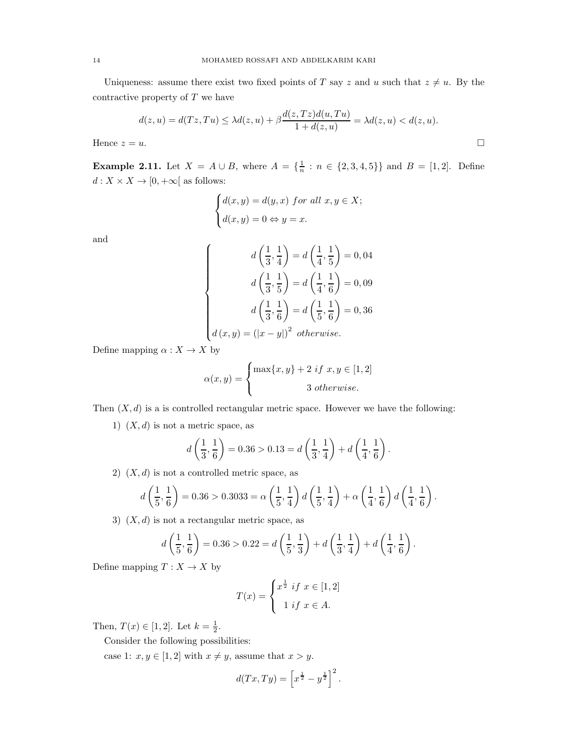Uniqueness: assume there exist two fixed points of $T$ say $z$ and $u$ such that $z \neq u$. By the contractive property of $T$ we have

$$d(z,u) = d(Tz,Tu) \leq \lambda d(z,u) + \beta \frac{d(z,Tz)d(u,Tu)}{1+d(z,u)} = \lambda d(z,u) < d(z,u).$$

Hence $z = u$. $\square$

**Example 2.11.** Let $X = A \cup B$, where $A = \{\frac{1}{n} : n \in \{2,3,4,5\}\}$ and $B = [1,2]$. Define $d : X \times X \to [0,+\infty[$ as follows:

$$\begin{cases} d(x,y) = d(y,x) \ for \ all \ x,y \in X; \\ d(x,y) = 0 \Leftrightarrow y = x. \end{cases}$$

and

$$\begin{cases} d\left(\frac{1}{3},\frac{1}{4}\right) = d\left(\frac{1}{4},\frac{1}{5}\right) = 0,04 \\ d\left(\frac{1}{3},\frac{1}{5}\right) = d\left(\frac{1}{4},\frac{1}{6}\right) = 0,09 \\ d\left(\frac{1}{3},\frac{1}{6}\right) = d\left(\frac{1}{5},\frac{1}{6}\right) = 0,36 \\ d\left(x,y\right) = \left(|x-y|\right)^2 \ otherwise. \end{cases}$$

Define mapping $\alpha : X \to X$ by

$$\alpha(x,y) = \begin{cases} \max\{x,y\} + 2 \ if \ x,y \in [1,2] \\ 3 \ otherwise. \end{cases}$$

Then $(X,d)$ is a is controlled rectangular metric space. However we have the following:

1) $(X,d)$ is not a metric space, as

$$d\left(\frac{1}{3},\frac{1}{6}\right) = 0.36 > 0.13 = d\left(\frac{1}{3},\frac{1}{4}\right) + d\left(\frac{1}{4},\frac{1}{6}\right).$$

2) $(X,d)$ is not a controlled metric space, as

$$d\left(\frac{1}{5},\frac{1}{6}\right) = 0.36 > 0.3033 = \alpha\left(\frac{1}{5},\frac{1}{4}\right)d\left(\frac{1}{5},\frac{1}{4}\right) + \alpha\left(\frac{1}{4},\frac{1}{6}\right)d\left(\frac{1}{4},\frac{1}{6}\right).$$

3) $(X,d)$ is not a rectangular metric space, as

$$d\left(\frac{1}{5},\frac{1}{6}\right) = 0.36 > 0.22 = d\left(\frac{1}{5},\frac{1}{3}\right) + d\left(\frac{1}{3},\frac{1}{4}\right) + d\left(\frac{1}{4},\frac{1}{6}\right).$$

Define mapping $T : X \to X$ by

$$T(x) = \begin{cases} x^{\frac{1}{2}} \ if \ x \in [1,2] \\ 1 \ if \ x \in A. \end{cases}$$

Then, $T(x) \in [1,2]$. Let $k = \frac{1}{2}$.

Consider the following possibilities:

case 1: $x,y \in [1,2]$ with $x \neq y$, assume that $x > y$.

$$d(Tx,Ty) = \left[x^{\frac{1}{2}} - y^{\frac{1}{2}}\right]^2.$$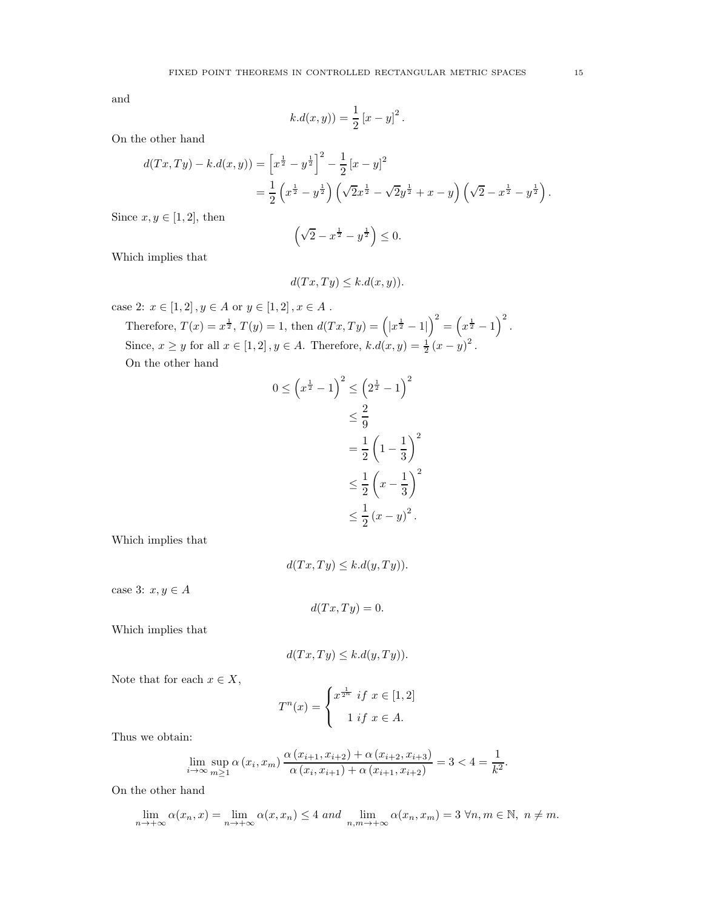and

$$k.d(x,y)) = \frac{1}{2}\left[x-y\right]^2.$$

On the other hand

$$\begin{aligned} d(Tx,Ty) - k.d(x,y)) &= \left[x^{\frac{1}{2}} - y^{\frac{1}{2}}\right]^2 - \frac{1}{2}\left[x-y\right]^2 \\ &= \frac{1}{2}\left(x^{\frac{1}{2}} - y^{\frac{1}{2}}\right)\left(\sqrt{2}x^{\frac{1}{2}} - \sqrt{2}y^{\frac{1}{2}} + x - y\right)\left(\sqrt{2} - x^{\frac{1}{2}} - y^{\frac{1}{2}}\right). \end{aligned}$$

Since $x, y \in [1,2]$, then

$$\left(\sqrt{2} - x^{\frac{1}{2}} - y^{\frac{1}{2}}\right) \leq 0.$$

Which implies that

$$d(Tx,Ty) \leq k.d(x,y)).$$

case 2: $x \in [1,2], y \in A$ or $y \in [1,2], x \in A$ .

Therefore, $T(x) = x^{\frac{1}{2}}$, $T(y) = 1$, then $d(Tx,Ty) = \left(|x^{\frac{1}{2}} - 1|\right)^2 = \left(x^{\frac{1}{2}} - 1\right)^2$.

Since, $x \geq y$ for all $x \in [1,2], y \in A$. Therefore, $k.d(x,y) = \frac{1}{2}(x-y)^2$.

On the other hand

$$\begin{aligned} 0 \leq \left(x^{\frac{1}{2}} - 1\right)^2 &\leq \left(2^{\frac{1}{2}} - 1\right)^2 \\ &\leq \frac{2}{9} \\ &= \frac{1}{2}\left(1 - \frac{1}{3}\right)^2 \\ &\leq \frac{1}{2}\left(x - \frac{1}{3}\right)^2 \\ &\leq \frac{1}{2}(x-y)^2. \end{aligned}$$

Which implies that

$$d(Tx,Ty) \leq k.d(y,Ty)).$$

case 3: $x, y \in A$

$$d(Tx,Ty) = 0.$$

Which implies that

$$d(Tx,Ty) \leq k.d(y,Ty)).$$

Note that for each $x \in X$,

$$T^n(x) = \begin{cases} x^{\frac{1}{2^n}} \; if \; x \in [1,2] \\ \quad 1 \; if \; x \in A. \end{cases}$$

Thus we obtain:

$$\lim_{i\to\infty} \sup_{m\geq 1} \alpha(x_i, x_m) \frac{\alpha(x_{i+1}, x_{i+2}) + \alpha(x_{i+2}, x_{i+3})}{\alpha(x_i, x_{i+1}) + \alpha(x_{i+1}, x_{i+2})} = 3 < 4 = \frac{1}{k^2}.$$

On the other hand

$$\lim_{n\to+\infty} \alpha(x_n, x) = \lim_{n\to+\infty} \alpha(x, x_n) \leq 4 \; and \; \lim_{n,m\to+\infty} \alpha(x_n, x_m) = 3 \; \forall n, m \in \mathbb{N}, \; n \neq m.$$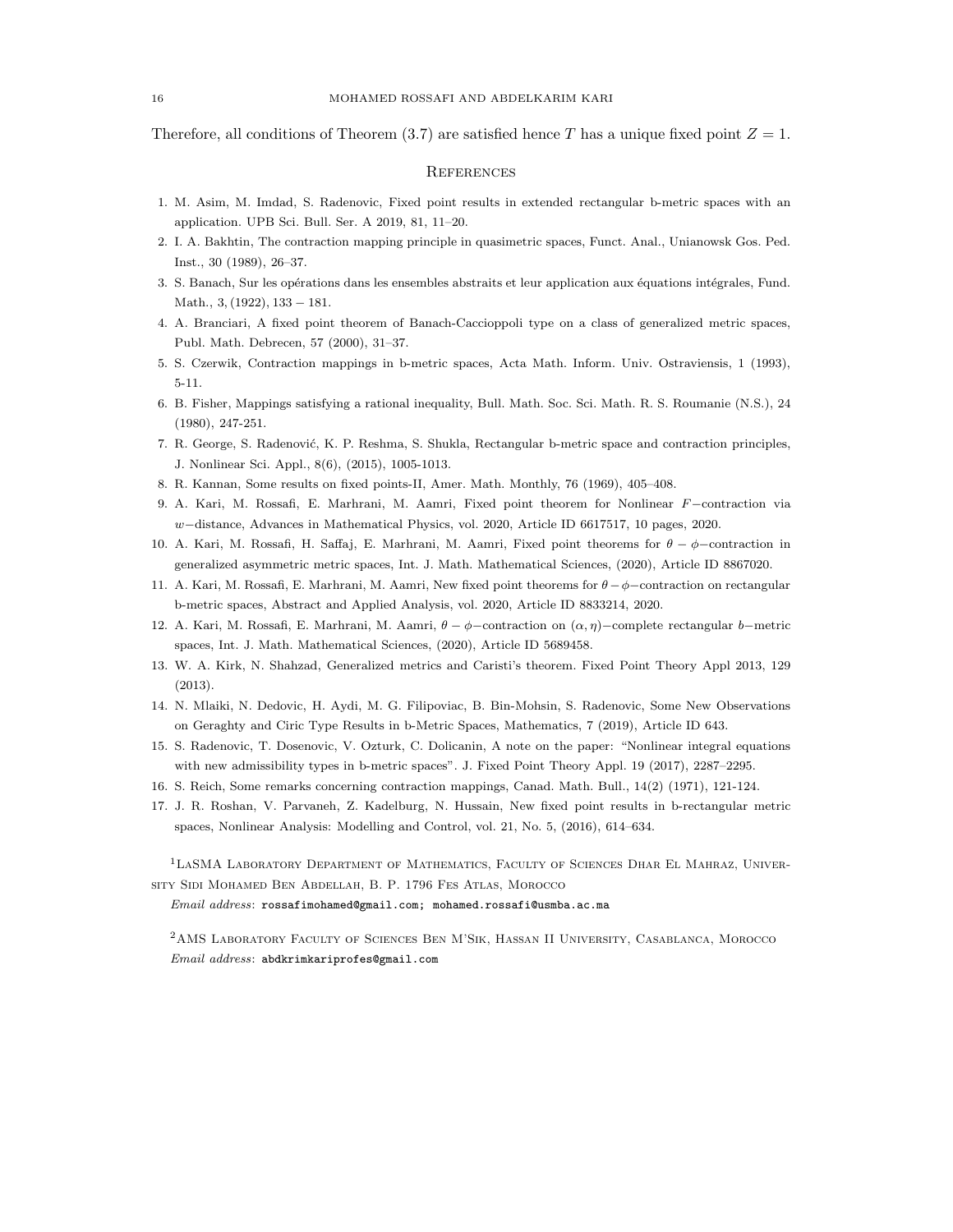Therefore, all conditions of Theorem (3.7) are satisfied hence $T$ has a unique fixed point $Z = 1$.

## References

1. M. Asim, M. Imdad, S. Radenovic, Fixed point results in extended rectangular b-metric spaces with an application. UPB Sci. Bull. Ser. A 2019, 81, 11–20.
2. I. A. Bakhtin, The contraction mapping principle in quasimetric spaces, Funct. Anal., Unianowsk Gos. Ped. Inst., 30 (1989), 26–37.
3. S. Banach, Sur les opérations dans les ensembles abstraits et leur application aux équations intégrales, Fund. Math., 3, (1922), $133 - 181$.
4. A. Branciari, A fixed point theorem of Banach-Caccioppoli type on a class of generalized metric spaces, Publ. Math. Debrecen, 57 (2000), 31–37.
5. S. Czerwik, Contraction mappings in b-metric spaces, Acta Math. Inform. Univ. Ostraviensis, 1 (1993), 5-11.
6. B. Fisher, Mappings satisfying a rational inequality, Bull. Math. Soc. Sci. Math. R. S. Roumanie (N.S.), 24 (1980), 247-251.
7. R. George, S. Radenović, K. P. Reshma, S. Shukla, Rectangular b-metric space and contraction principles, J. Nonlinear Sci. Appl., 8(6), (2015), 1005-1013.
8. R. Kannan, Some results on fixed points-II, Amer. Math. Monthly, 76 (1969), 405–408.
9. A. Kari, M. Rossafi, E. Marhrani, M. Aamri, Fixed point theorem for Nonlinear $F-$contraction via $w-$distance, Advances in Mathematical Physics, vol. 2020, Article ID 6617517, 10 pages, 2020.
10. A. Kari, M. Rossafi, H. Saffaj, E. Marhrani, M. Aamri, Fixed point theorems for $\theta - \phi-$contraction in generalized asymmetric metric spaces, Int. J. Math. Mathematical Sciences, (2020), Article ID 8867020.
11. A. Kari, M. Rossafi, E. Marhrani, M. Aamri, New fixed point theorems for $\theta - \phi-$contraction on rectangular b-metric spaces, Abstract and Applied Analysis, vol. 2020, Article ID 8833214, 2020.
12. A. Kari, M. Rossafi, E. Marhrani, M. Aamri, $\theta - \phi-$contraction on $(\alpha, \eta)-$complete rectangular $b-$metric spaces, Int. J. Math. Mathematical Sciences, (2020), Article ID 5689458.
13. W. A. Kirk, N. Shahzad, Generalized metrics and Caristi's theorem. Fixed Point Theory Appl 2013, 129 (2013).
14. N. Mlaiki, N. Dedovic, H. Aydi, M. G. Filipoviac, B. Bin-Mohsin, S. Radenovic, Some New Observations on Geraghty and Ciric Type Results in b-Metric Spaces, Mathematics, 7 (2019), Article ID 643.
15. S. Radenovic, T. Dosenovic, V. Ozturk, C. Dolicanin, A note on the paper: "Nonlinear integral equations with new admissibility types in b-metric spaces". J. Fixed Point Theory Appl. 19 (2017), 2287–2295.
16. S. Reich, Some remarks concerning contraction mappings, Canad. Math. Bull., 14(2) (1971), 121-124.
17. J. R. Roshan, V. Parvaneh, Z. Kadelburg, N. Hussain, New fixed point results in b-rectangular metric spaces, Nonlinear Analysis: Modelling and Control, vol. 21, No. 5, (2016), 614–634.

[1]LaSMA Laboratory Department of Mathematics, Faculty of Sciences Dhar El Mahraz, University Sidi Mohamed Ben Abdellah, B. P. 1796 Fes Atlas, Morocco

*Email address*: rossafimohamed@gmail.com; mohamed.rossafi@usmba.ac.ma

[2]AMS Laboratory Faculty of Sciences Ben M'Sik, Hassan II University, Casablanca, Morocco

*Email address*: abdkrimkariprofes@gmail.com